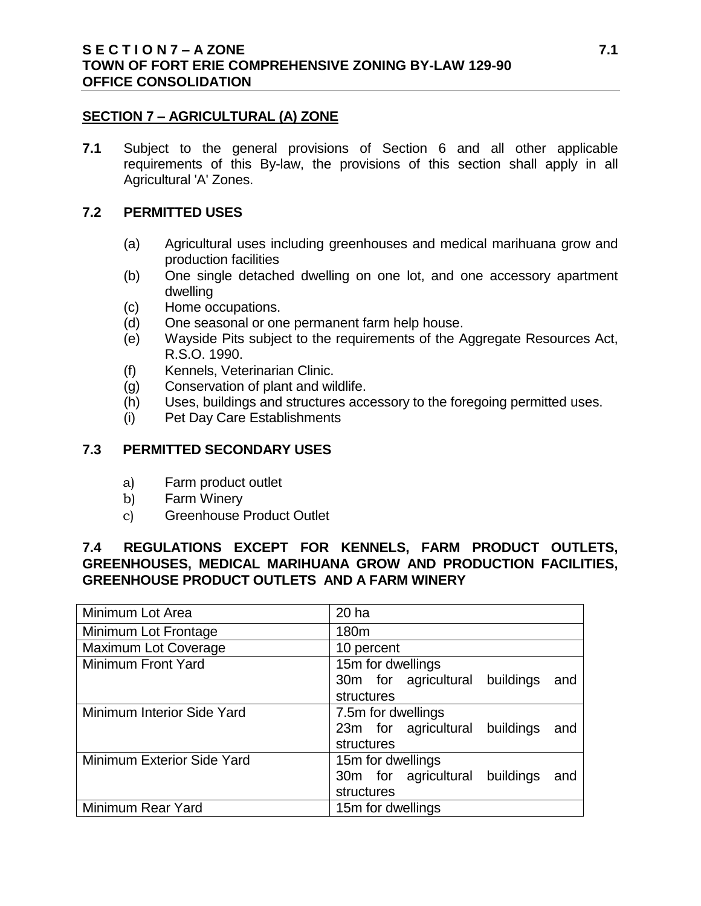## SECTION 7 – AGRICULTURAL (A) ZONE

**7.1** Subject to the general provisions of Section 6 and all other applicable requirements of this By-law, the provisions of this section shall apply in all Agricultural 'A' Zones.

### 7.2 PERMITTED USES

(a) Agricultural uses including greenhouses and medical marihuana grow and production facilities
(b) One single detached dwelling on one lot, and one accessory apartment dwelling
(c) Home occupations.
(d) One seasonal or one permanent farm help house.
(e) Wayside Pits subject to the requirements of the Aggregate Resources Act, R.S.O. 1990.
(f) Kennels, Veterinarian Clinic.
(g) Conservation of plant and wildlife.
(h) Uses, buildings and structures accessory to the foregoing permitted uses.
(i) Pet Day Care Establishments

### 7.3 PERMITTED SECONDARY USES

a) Farm product outlet
b) Farm Winery
c) Greenhouse Product Outlet

### 7.4 REGULATIONS EXCEPT FOR KENNELS, FARM PRODUCT OUTLETS, GREENHOUSES, MEDICAL MARIHUANA GROW AND PRODUCTION FACILITIES, GREENHOUSE PRODUCT OUTLETS AND A FARM WINERY

| | |
|---|---|
| Minimum Lot Area | 20 ha |
| Minimum Lot Frontage | 180m |
| Maximum Lot Coverage | 10 percent |
| Minimum Front Yard | 15m for dwellings<br>30m for agricultural buildings and structures |
| Minimum Interior Side Yard | 7.5m for dwellings<br>23m for agricultural buildings and structures |
| Minimum Exterior Side Yard | 15m for dwellings<br>30m for agricultural buildings and structures |
| Minimum Rear Yard | 15m for dwellings |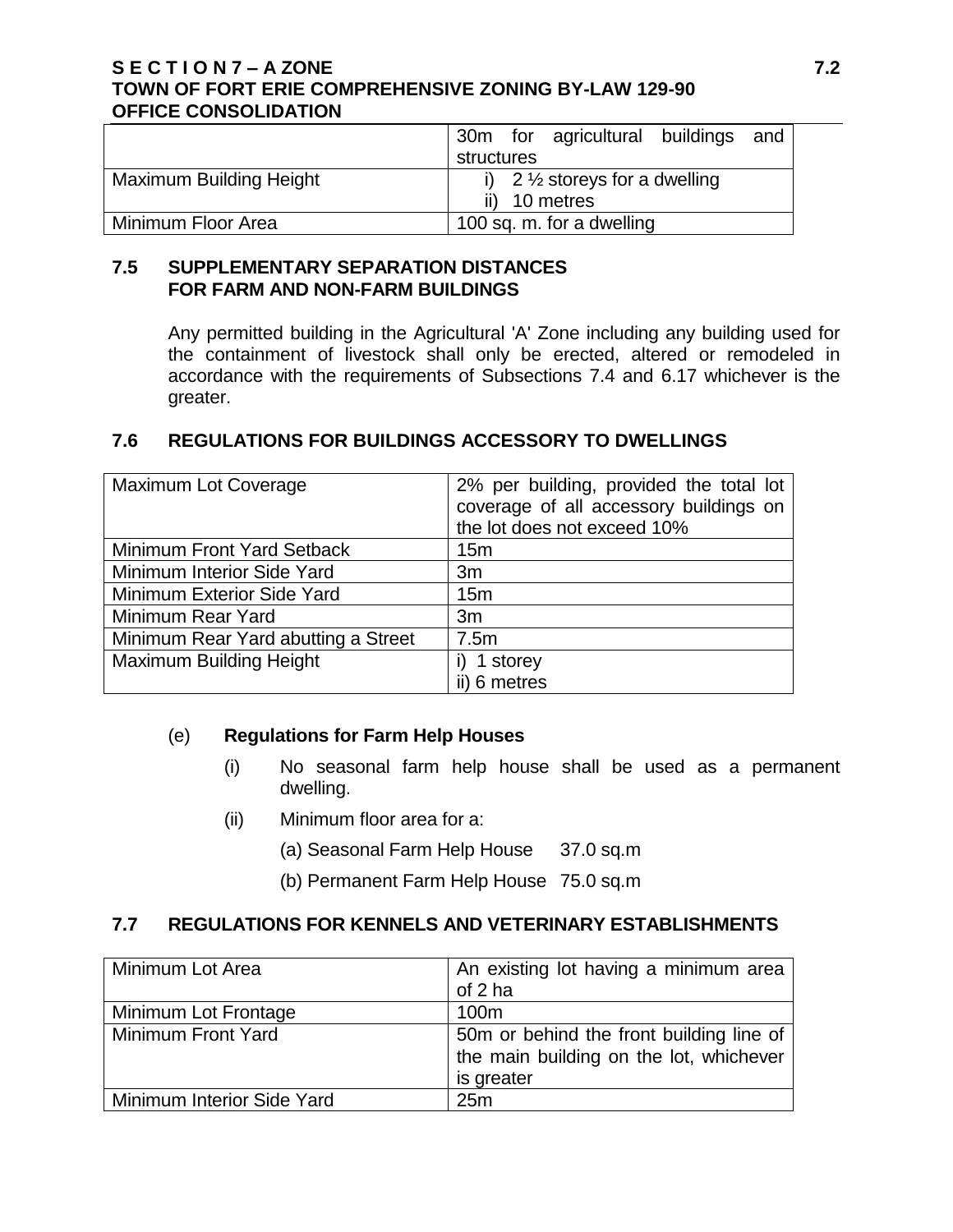| | |
|---|---|
| | 30m for agricultural buildings and structures |
| Maximum Building Height | i) 2 ½ storeys for a dwelling<br>ii) 10 metres |
| Minimum Floor Area | 100 sq. m. for a dwelling |

## 7.5 SUPPLEMENTARY SEPARATION DISTANCES FOR FARM AND NON-FARM BUILDINGS

Any permitted building in the Agricultural 'A' Zone including any building used for the containment of livestock shall only be erected, altered or remodeled in accordance with the requirements of Subsections 7.4 and 6.17 whichever is the greater.

## 7.6 REGULATIONS FOR BUILDINGS ACCESSORY TO DWELLINGS

| | |
|---|---|
| Maximum Lot Coverage | 2% per building, provided the total lot coverage of all accessory buildings on the lot does not exceed 10% |
| Minimum Front Yard Setback | 15m |
| Minimum Interior Side Yard | 3m |
| Minimum Exterior Side Yard | 15m |
| Minimum Rear Yard | 3m |
| Minimum Rear Yard abutting a Street | 7.5m |
| Maximum Building Height | i) 1 storey<br>ii) 6 metres |

(e) **Regulations for Farm Help Houses**

(i) No seasonal farm help house shall be used as a permanent dwelling.

(ii) Minimum floor area for a:

(a) Seasonal Farm Help House 37.0 sq.m

(b) Permanent Farm Help House 75.0 sq.m

## 7.7 REGULATIONS FOR KENNELS AND VETERINARY ESTABLISHMENTS

| | |
|---|---|
| Minimum Lot Area | An existing lot having a minimum area of 2 ha |
| Minimum Lot Frontage | 100m |
| Minimum Front Yard | 50m or behind the front building line of the main building on the lot, whichever is greater |
| Minimum Interior Side Yard | 25m |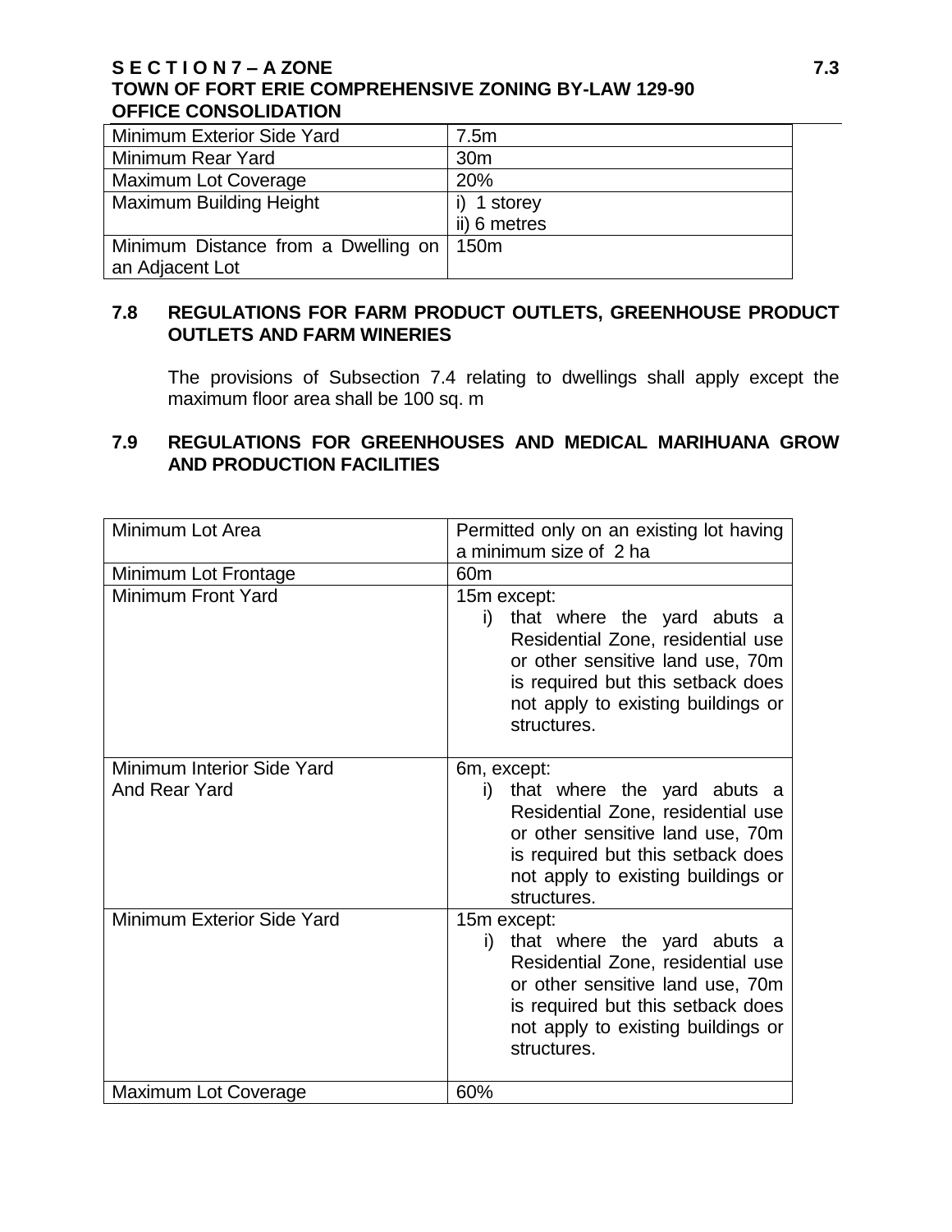| Minimum Exterior Side Yard | 7.5m |
| --- | --- |
| Minimum Rear Yard | 30m |
| Maximum Lot Coverage | 20% |
| Maximum Building Height | i) 1 storey<br>ii) 6 metres |
| Minimum Distance from a Dwelling on an Adjacent Lot | 150m |

## 7.8 REGULATIONS FOR FARM PRODUCT OUTLETS, GREENHOUSE PRODUCT OUTLETS AND FARM WINERIES

The provisions of Subsection 7.4 relating to dwellings shall apply except the maximum floor area shall be 100 sq. m

## 7.9 REGULATIONS FOR GREENHOUSES AND MEDICAL MARIHUANA GROW AND PRODUCTION FACILITIES

| Minimum Lot Area | Permitted only on an existing lot having a minimum size of 2 ha |
| --- | --- |
| Minimum Lot Frontage | 60m |
| Minimum Front Yard | 15m except:<br>i) that where the yard abuts a Residential Zone, residential use or other sensitive land use, 70m is required but this setback does not apply to existing buildings or structures. |
| Minimum Interior Side Yard And Rear Yard | 6m, except:<br>i) that where the yard abuts a Residential Zone, residential use or other sensitive land use, 70m is required but this setback does not apply to existing buildings or structures. |
| Minimum Exterior Side Yard | 15m except:<br>i) that where the yard abuts a Residential Zone, residential use or other sensitive land use, 70m is required but this setback does not apply to existing buildings or structures. |
| Maximum Lot Coverage | 60% |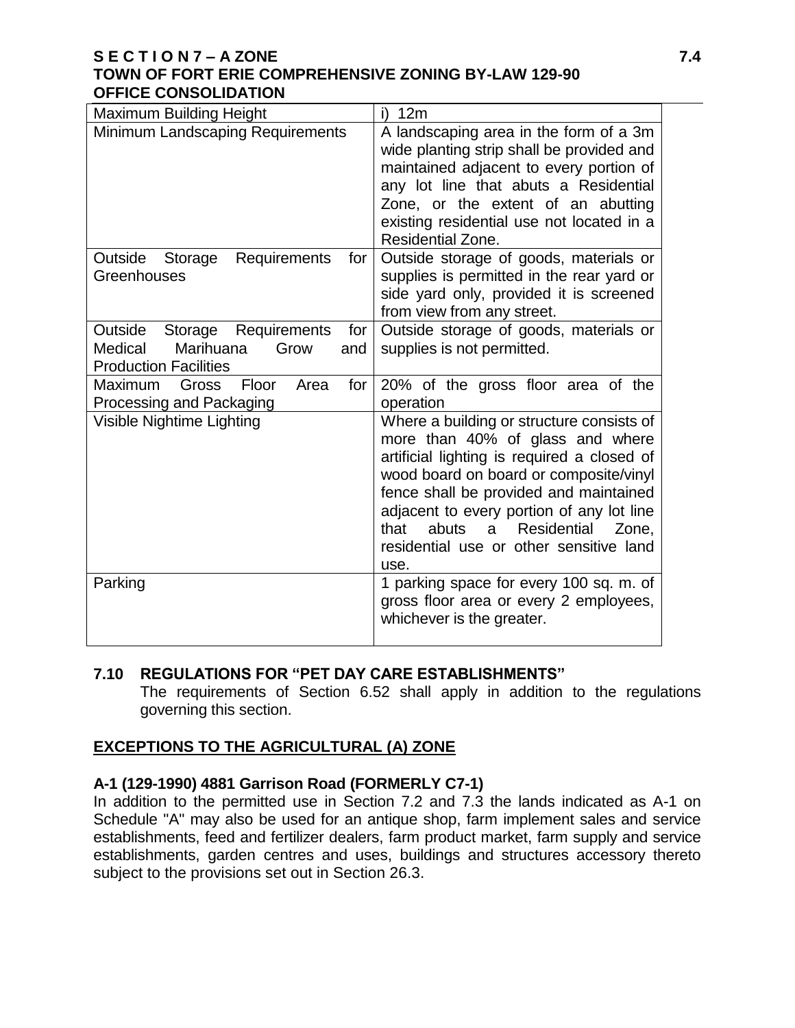| | |
|---|---|
| Maximum Building Height | i) 12m |
| Minimum Landscaping Requirements | A landscaping area in the form of a 3m wide planting strip shall be provided and maintained adjacent to every portion of any lot line that abuts a Residential Zone, or the extent of an abutting existing residential use not located in a Residential Zone. |
| Outside Storage Requirements for Greenhouses | Outside storage of goods, materials or supplies is permitted in the rear yard or side yard only, provided it is screened from view from any street. |
| Outside Storage Requirements for Medical Marihuana Grow and Production Facilities | Outside storage of goods, materials or supplies is not permitted. |
| Maximum Gross Floor Area for Processing and Packaging | 20% of the gross floor area of the operation |
| Visible Nightime Lighting | Where a building or structure consists of more than 40% of glass and where artificial lighting is required a closed of wood board on board or composite/vinyl fence shall be provided and maintained adjacent to every portion of any lot line that abuts a Residential Zone, residential use or other sensitive land use. |
| Parking | 1 parking space for every 100 sq. m. of gross floor area or every 2 employees, whichever is the greater. |

### 7.10 REGULATIONS FOR "PET DAY CARE ESTABLISHMENTS"

The requirements of Section 6.52 shall apply in addition to the regulations governing this section.

## EXCEPTIONS TO THE AGRICULTURAL (A) ZONE

### A-1 (129-1990) 4881 Garrison Road (FORMERLY C7-1)

In addition to the permitted use in Section 7.2 and 7.3 the lands indicated as A-1 on Schedule "A" may also be used for an antique shop, farm implement sales and service establishments, feed and fertilizer dealers, farm product market, farm supply and service establishments, garden centres and uses, buildings and structures accessory thereto subject to the provisions set out in Section 26.3.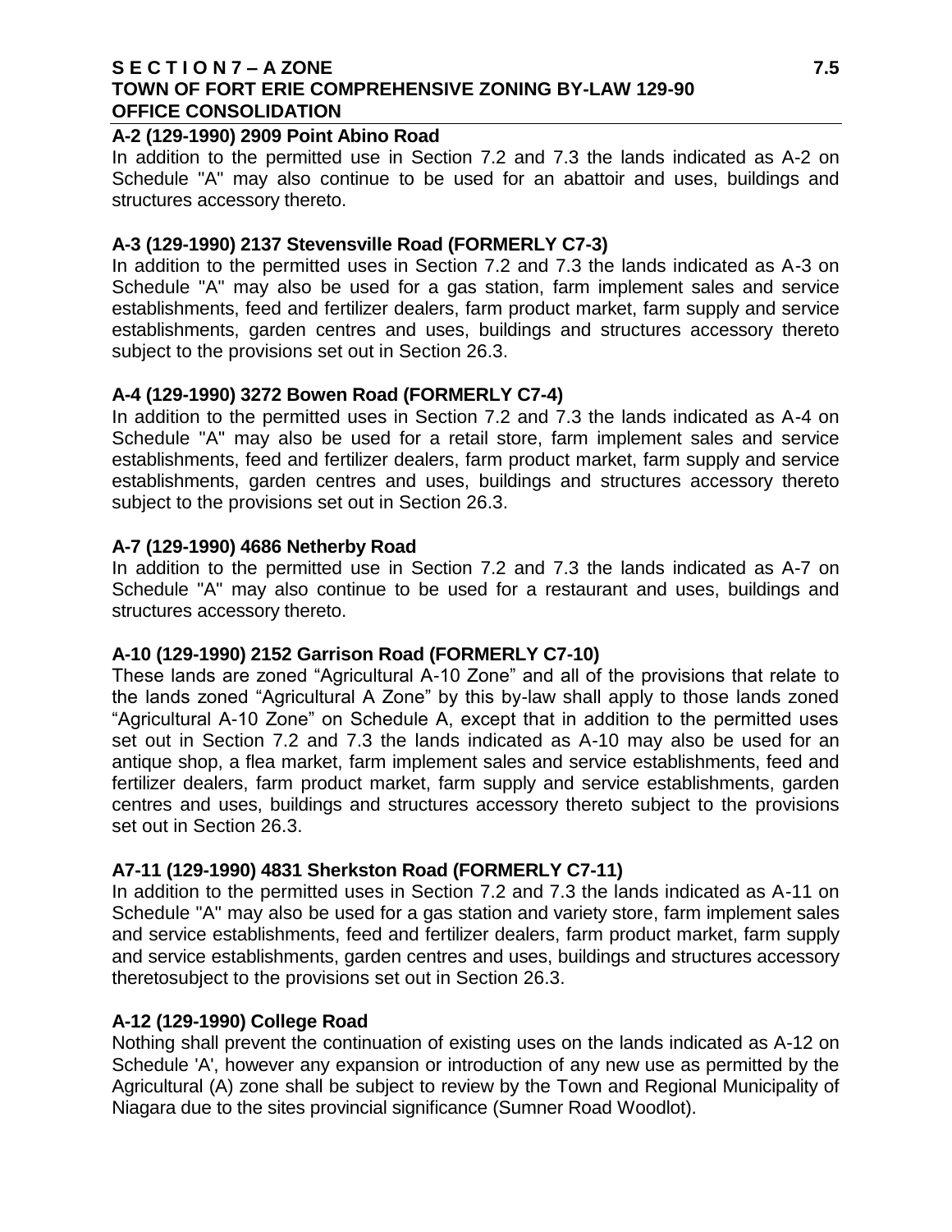**A-2 (129-1990) 2909 Point Abino Road**

In addition to the permitted use in Section 7.2 and 7.3 the lands indicated as A-2 on Schedule "A" may also continue to be used for an abattoir and uses, buildings and structures accessory thereto.

**A-3 (129-1990) 2137 Stevensville Road (FORMERLY C7-3)**

In addition to the permitted uses in Section 7.2 and 7.3 the lands indicated as A-3 on Schedule "A" may also be used for a gas station, farm implement sales and service establishments, feed and fertilizer dealers, farm product market, farm supply and service establishments, garden centres and uses, buildings and structures accessory thereto subject to the provisions set out in Section 26.3.

**A-4 (129-1990) 3272 Bowen Road (FORMERLY C7-4)**

In addition to the permitted uses in Section 7.2 and 7.3 the lands indicated as A-4 on Schedule "A" may also be used for a retail store, farm implement sales and service establishments, feed and fertilizer dealers, farm product market, farm supply and service establishments, garden centres and uses, buildings and structures accessory thereto subject to the provisions set out in Section 26.3.

**A-7 (129-1990) 4686 Netherby Road**

In addition to the permitted use in Section 7.2 and 7.3 the lands indicated as A-7 on Schedule "A" may also continue to be used for a restaurant and uses, buildings and structures accessory thereto.

**A-10 (129-1990) 2152 Garrison Road (FORMERLY C7-10)**

These lands are zoned "Agricultural A-10 Zone" and all of the provisions that relate to the lands zoned "Agricultural A Zone" by this by-law shall apply to those lands zoned "Agricultural A-10 Zone" on Schedule A, except that in addition to the permitted uses set out in Section 7.2 and 7.3 the lands indicated as A-10 may also be used for an antique shop, a flea market, farm implement sales and service establishments, feed and fertilizer dealers, farm product market, farm supply and service establishments, garden centres and uses, buildings and structures accessory thereto subject to the provisions set out in Section 26.3.

**A7-11 (129-1990) 4831 Sherkston Road (FORMERLY C7-11)**

In addition to the permitted uses in Section 7.2 and 7.3 the lands indicated as A-11 on Schedule "A" may also be used for a gas station and variety store, farm implement sales and service establishments, feed and fertilizer dealers, farm product market, farm supply and service establishments, garden centres and uses, buildings and structures accessory theretosubject to the provisions set out in Section 26.3.

**A-12 (129-1990) College Road**

Nothing shall prevent the continuation of existing uses on the lands indicated as A-12 on Schedule 'A', however any expansion or introduction of any new use as permitted by the Agricultural (A) zone shall be subject to review by the Town and Regional Municipality of Niagara due to the sites provincial significance (Sumner Road Woodlot).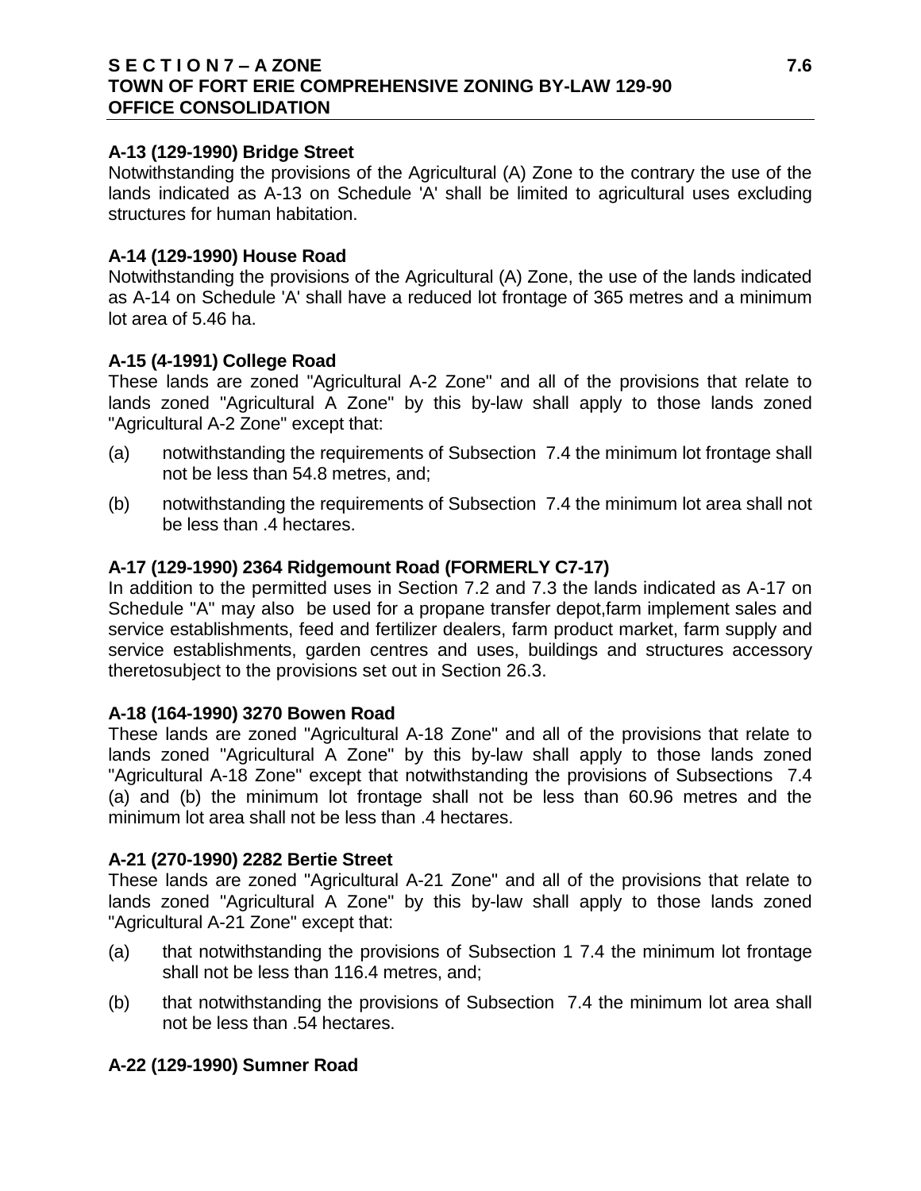**A-13 (129-1990) Bridge Street**

Notwithstanding the provisions of the Agricultural (A) Zone to the contrary the use of the lands indicated as A-13 on Schedule 'A' shall be limited to agricultural uses excluding structures for human habitation.

**A-14 (129-1990) House Road**

Notwithstanding the provisions of the Agricultural (A) Zone, the use of the lands indicated as A-14 on Schedule 'A' shall have a reduced lot frontage of 365 metres and a minimum lot area of 5.46 ha.

**A-15 (4-1991) College Road**

These lands are zoned "Agricultural A-2 Zone" and all of the provisions that relate to lands zoned "Agricultural A Zone" by this by-law shall apply to those lands zoned "Agricultural A-2 Zone" except that:

(a) notwithstanding the requirements of Subsection 7.4 the minimum lot frontage shall not be less than 54.8 metres, and;

(b) notwithstanding the requirements of Subsection 7.4 the minimum lot area shall not be less than .4 hectares.

**A-17 (129-1990) 2364 Ridgemount Road (FORMERLY C7-17)**

In addition to the permitted uses in Section 7.2 and 7.3 the lands indicated as A-17 on Schedule "A" may also be used for a propane transfer depot,farm implement sales and service establishments, feed and fertilizer dealers, farm product market, farm supply and service establishments, garden centres and uses, buildings and structures accessory theretosubject to the provisions set out in Section 26.3.

**A-18 (164-1990) 3270 Bowen Road**

These lands are zoned "Agricultural A-18 Zone" and all of the provisions that relate to lands zoned "Agricultural A Zone" by this by-law shall apply to those lands zoned "Agricultural A-18 Zone" except that notwithstanding the provisions of Subsections 7.4 (a) and (b) the minimum lot frontage shall not be less than 60.96 metres and the minimum lot area shall not be less than .4 hectares.

**A-21 (270-1990) 2282 Bertie Street**

These lands are zoned "Agricultural A-21 Zone" and all of the provisions that relate to lands zoned "Agricultural A Zone" by this by-law shall apply to those lands zoned "Agricultural A-21 Zone" except that:

(a) that notwithstanding the provisions of Subsection 1 7.4 the minimum lot frontage shall not be less than 116.4 metres, and;

(b) that notwithstanding the provisions of Subsection 7.4 the minimum lot area shall not be less than .54 hectares.

**A-22 (129-1990) Sumner Road**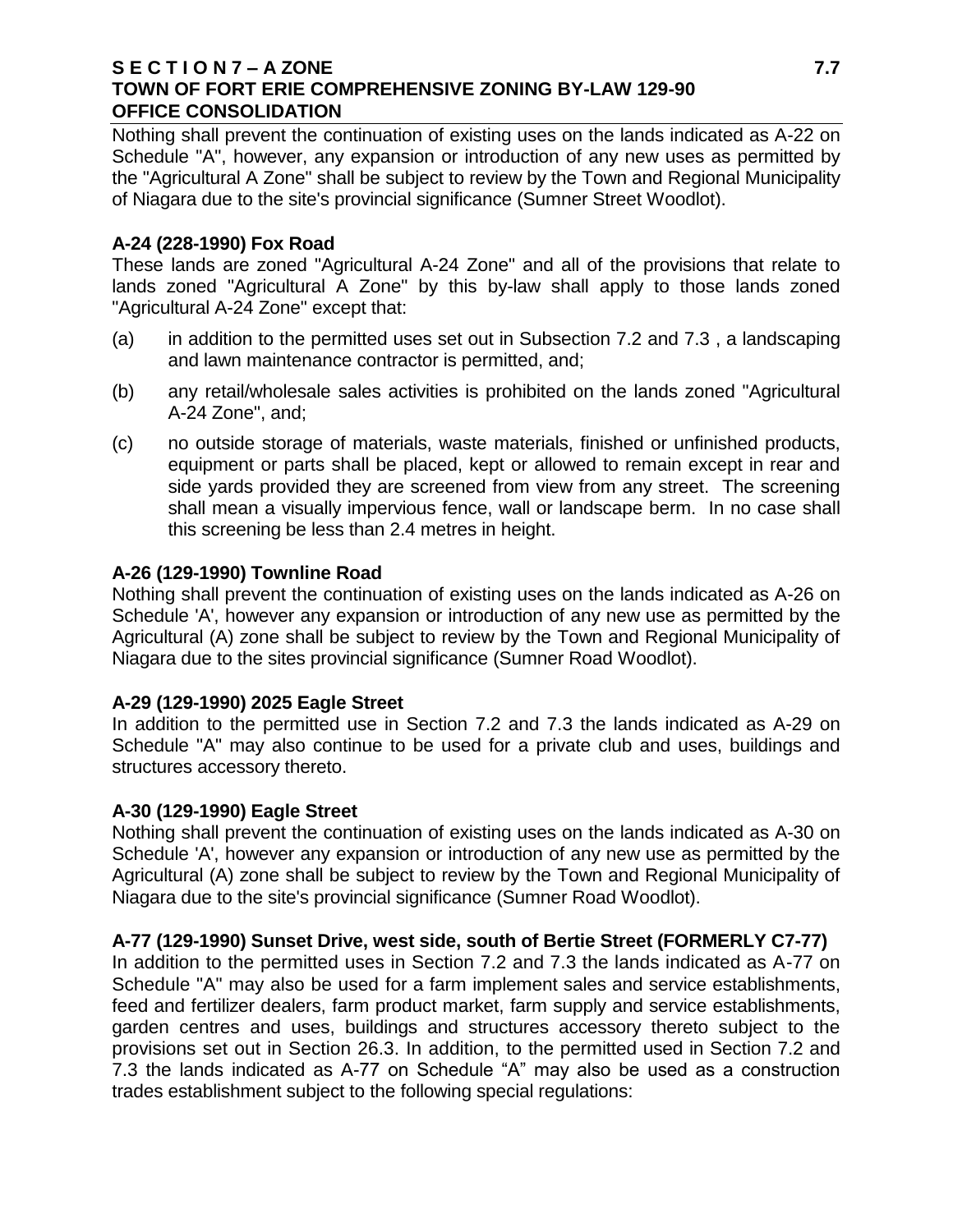Nothing shall prevent the continuation of existing uses on the lands indicated as A-22 on Schedule "A", however, any expansion or introduction of any new uses as permitted by the "Agricultural A Zone" shall be subject to review by the Town and Regional Municipality of Niagara due to the site's provincial significance (Sumner Street Woodlot).

**A-24 (228-1990) Fox Road**

These lands are zoned "Agricultural A-24 Zone" and all of the provisions that relate to lands zoned "Agricultural A Zone" by this by-law shall apply to those lands zoned "Agricultural A-24 Zone" except that:

(a) in addition to the permitted uses set out in Subsection 7.2 and 7.3 , a landscaping and lawn maintenance contractor is permitted, and;

(b) any retail/wholesale sales activities is prohibited on the lands zoned "Agricultural A-24 Zone", and;

(c) no outside storage of materials, waste materials, finished or unfinished products, equipment or parts shall be placed, kept or allowed to remain except in rear and side yards provided they are screened from view from any street. The screening shall mean a visually impervious fence, wall or landscape berm. In no case shall this screening be less than 2.4 metres in height.

**A-26 (129-1990) Townline Road**

Nothing shall prevent the continuation of existing uses on the lands indicated as A-26 on Schedule 'A', however any expansion or introduction of any new use as permitted by the Agricultural (A) zone shall be subject to review by the Town and Regional Municipality of Niagara due to the sites provincial significance (Sumner Road Woodlot).

**A-29 (129-1990) 2025 Eagle Street**

In addition to the permitted use in Section 7.2 and 7.3 the lands indicated as A-29 on Schedule "A" may also continue to be used for a private club and uses, buildings and structures accessory thereto.

**A-30 (129-1990) Eagle Street**

Nothing shall prevent the continuation of existing uses on the lands indicated as A-30 on Schedule 'A', however any expansion or introduction of any new use as permitted by the Agricultural (A) zone shall be subject to review by the Town and Regional Municipality of Niagara due to the site's provincial significance (Sumner Road Woodlot).

**A-77 (129-1990) Sunset Drive, west side, south of Bertie Street (FORMERLY C7-77)**

In addition to the permitted uses in Section 7.2 and 7.3 the lands indicated as A-77 on Schedule "A" may also be used for a farm implement sales and service establishments, feed and fertilizer dealers, farm product market, farm supply and service establishments, garden centres and uses, buildings and structures accessory thereto subject to the provisions set out in Section 26.3. In addition, to the permitted used in Section 7.2 and 7.3 the lands indicated as A-77 on Schedule "A" may also be used as a construction trades establishment subject to the following special regulations: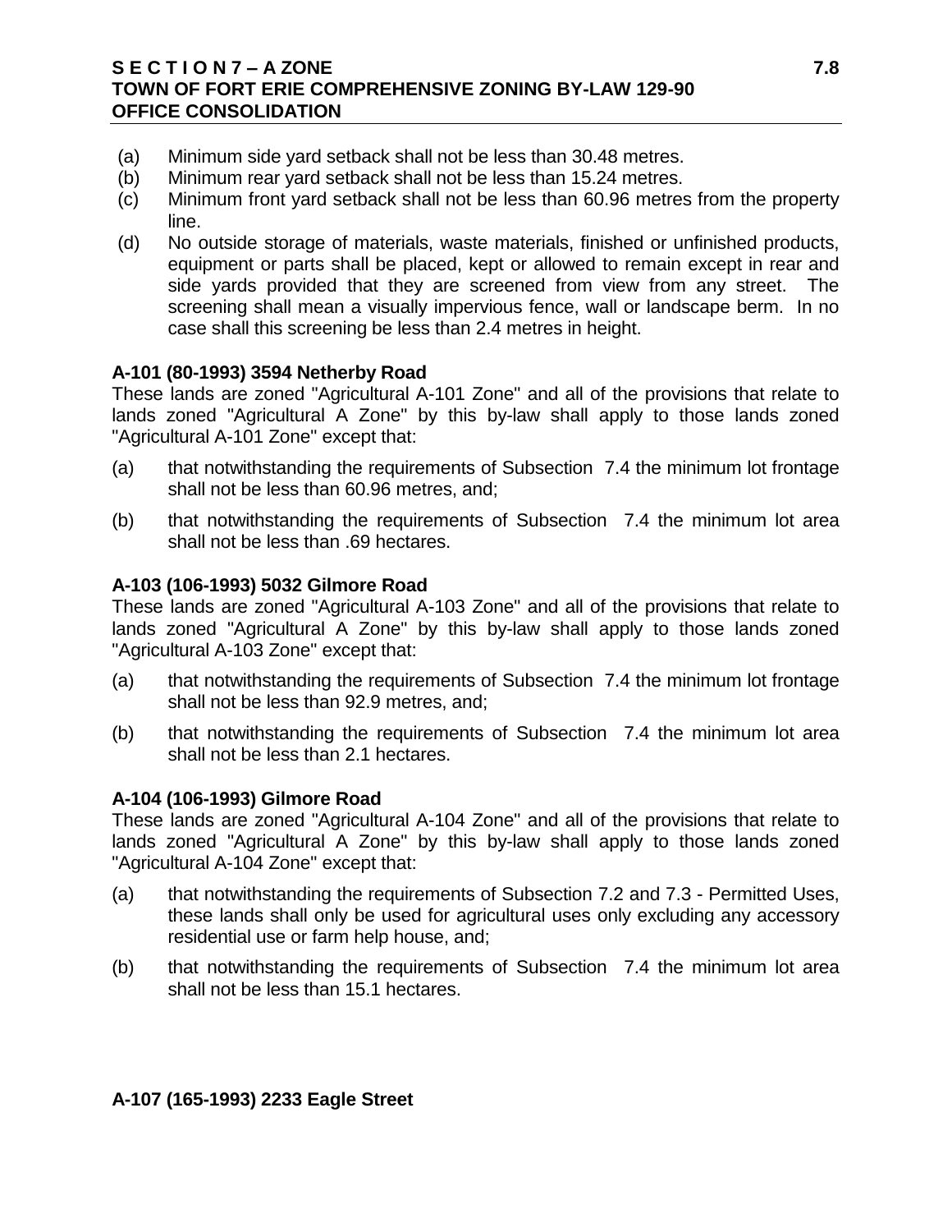(a) Minimum side yard setback shall not be less than 30.48 metres.
(b) Minimum rear yard setback shall not be less than 15.24 metres.
(c) Minimum front yard setback shall not be less than 60.96 metres from the property line.
(d) No outside storage of materials, waste materials, finished or unfinished products, equipment or parts shall be placed, kept or allowed to remain except in rear and side yards provided that they are screened from view from any street. The screening shall mean a visually impervious fence, wall or landscape berm. In no case shall this screening be less than 2.4 metres in height.

**A-101 (80-1993) 3594 Netherby Road**

These lands are zoned "Agricultural A-101 Zone" and all of the provisions that relate to lands zoned "Agricultural A Zone" by this by-law shall apply to those lands zoned "Agricultural A-101 Zone" except that:

(a) that notwithstanding the requirements of Subsection 7.4 the minimum lot frontage shall not be less than 60.96 metres, and;

(b) that notwithstanding the requirements of Subsection 7.4 the minimum lot area shall not be less than .69 hectares.

**A-103 (106-1993) 5032 Gilmore Road**

These lands are zoned "Agricultural A-103 Zone" and all of the provisions that relate to lands zoned "Agricultural A Zone" by this by-law shall apply to those lands zoned "Agricultural A-103 Zone" except that:

(a) that notwithstanding the requirements of Subsection 7.4 the minimum lot frontage shall not be less than 92.9 metres, and;

(b) that notwithstanding the requirements of Subsection 7.4 the minimum lot area shall not be less than 2.1 hectares.

**A-104 (106-1993) Gilmore Road**

These lands are zoned "Agricultural A-104 Zone" and all of the provisions that relate to lands zoned "Agricultural A Zone" by this by-law shall apply to those lands zoned "Agricultural A-104 Zone" except that:

(a) that notwithstanding the requirements of Subsection 7.2 and 7.3 - Permitted Uses, these lands shall only be used for agricultural uses only excluding any accessory residential use or farm help house, and;

(b) that notwithstanding the requirements of Subsection 7.4 the minimum lot area shall not be less than 15.1 hectares.

**A-107 (165-1993) 2233 Eagle Street**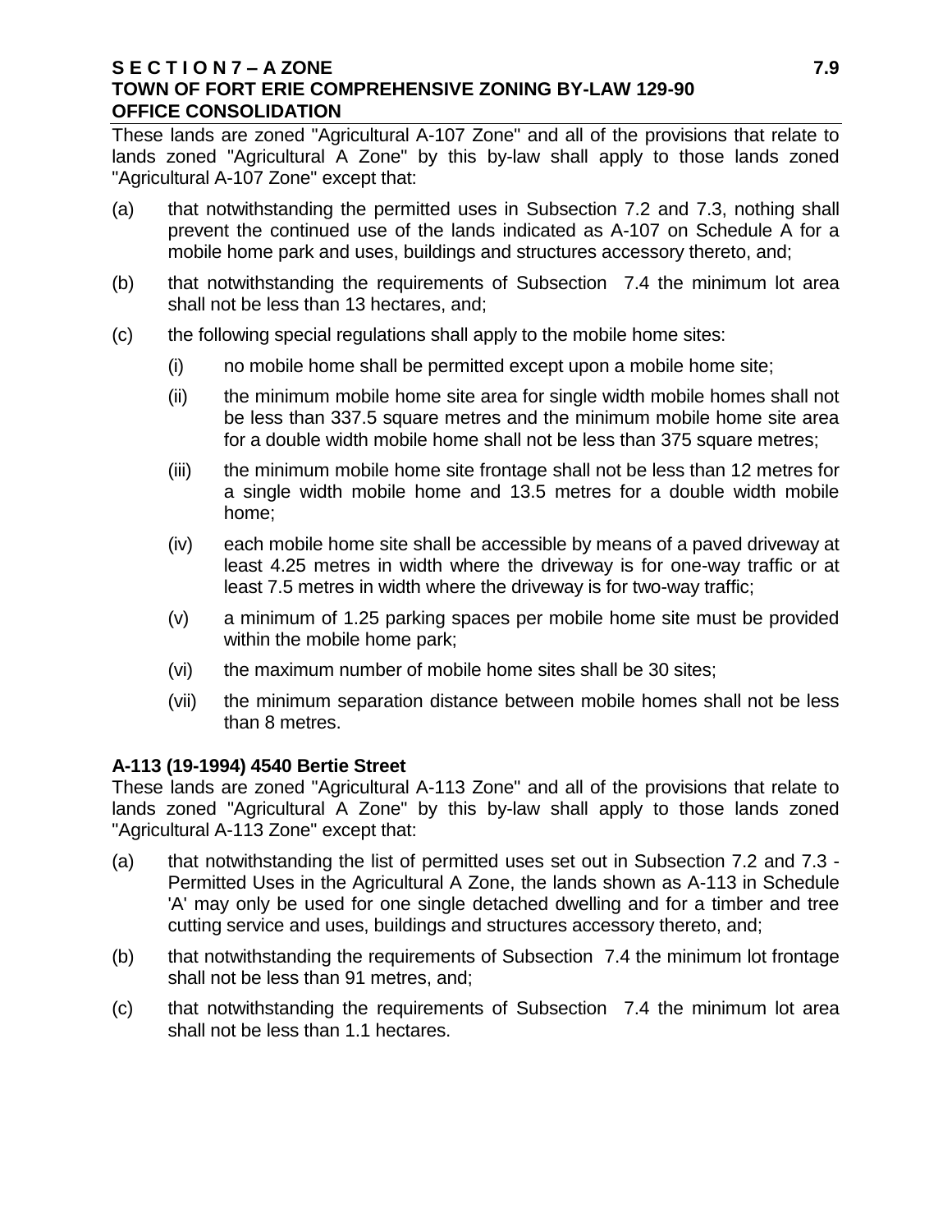These lands are zoned "Agricultural A-107 Zone" and all of the provisions that relate to lands zoned "Agricultural A Zone" by this by-law shall apply to those lands zoned "Agricultural A-107 Zone" except that:

(a) that notwithstanding the permitted uses in Subsection 7.2 and 7.3, nothing shall prevent the continued use of the lands indicated as A-107 on Schedule A for a mobile home park and uses, buildings and structures accessory thereto, and;

(b) that notwithstanding the requirements of Subsection 7.4 the minimum lot area shall not be less than 13 hectares, and;

(c) the following special regulations shall apply to the mobile home sites:

   (i) no mobile home shall be permitted except upon a mobile home site;

   (ii) the minimum mobile home site area for single width mobile homes shall not be less than 337.5 square metres and the minimum mobile home site area for a double width mobile home shall not be less than 375 square metres;

   (iii) the minimum mobile home site frontage shall not be less than 12 metres for a single width mobile home and 13.5 metres for a double width mobile home;

   (iv) each mobile home site shall be accessible by means of a paved driveway at least 4.25 metres in width where the driveway is for one-way traffic or at least 7.5 metres in width where the driveway is for two-way traffic;

   (v) a minimum of 1.25 parking spaces per mobile home site must be provided within the mobile home park;

   (vi) the maximum number of mobile home sites shall be 30 sites;

   (vii) the minimum separation distance between mobile homes shall not be less than 8 metres.

**A-113 (19-1994) 4540 Bertie Street**

These lands are zoned "Agricultural A-113 Zone" and all of the provisions that relate to lands zoned "Agricultural A Zone" by this by-law shall apply to those lands zoned "Agricultural A-113 Zone" except that:

(a) that notwithstanding the list of permitted uses set out in Subsection 7.2 and 7.3 - Permitted Uses in the Agricultural A Zone, the lands shown as A-113 in Schedule 'A' may only be used for one single detached dwelling and for a timber and tree cutting service and uses, buildings and structures accessory thereto, and;

(b) that notwithstanding the requirements of Subsection 7.4 the minimum lot frontage shall not be less than 91 metres, and;

(c) that notwithstanding the requirements of Subsection 7.4 the minimum lot area shall not be less than 1.1 hectares.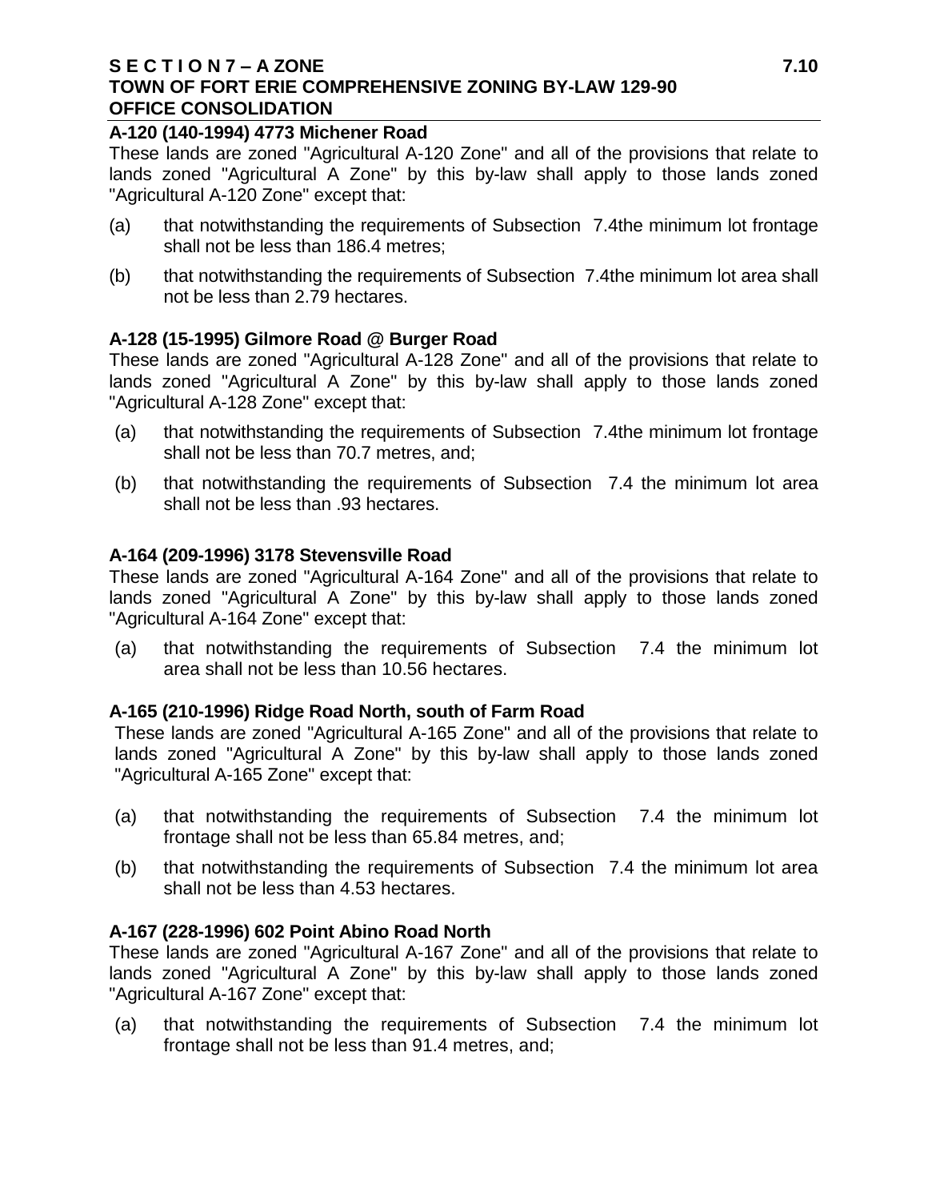**A-120 (140-1994) 4773 Michener Road**

These lands are zoned "Agricultural A-120 Zone" and all of the provisions that relate to lands zoned "Agricultural A Zone" by this by-law shall apply to those lands zoned "Agricultural A-120 Zone" except that:

(a) that notwithstanding the requirements of Subsection 7.4the minimum lot frontage shall not be less than 186.4 metres;

(b) that notwithstanding the requirements of Subsection 7.4the minimum lot area shall not be less than 2.79 hectares.

**A-128 (15-1995) Gilmore Road @ Burger Road**

These lands are zoned "Agricultural A-128 Zone" and all of the provisions that relate to lands zoned "Agricultural A Zone" by this by-law shall apply to those lands zoned "Agricultural A-128 Zone" except that:

(a) that notwithstanding the requirements of Subsection 7.4the minimum lot frontage shall not be less than 70.7 metres, and;

(b) that notwithstanding the requirements of Subsection 7.4 the minimum lot area shall not be less than .93 hectares.

**A-164 (209-1996) 3178 Stevensville Road**

These lands are zoned "Agricultural A-164 Zone" and all of the provisions that relate to lands zoned "Agricultural A Zone" by this by-law shall apply to those lands zoned "Agricultural A-164 Zone" except that:

(a) that notwithstanding the requirements of Subsection 7.4 the minimum lot area shall not be less than 10.56 hectares.

**A-165 (210-1996) Ridge Road North, south of Farm Road**

These lands are zoned "Agricultural A-165 Zone" and all of the provisions that relate to lands zoned "Agricultural A Zone" by this by-law shall apply to those lands zoned "Agricultural A-165 Zone" except that:

(a) that notwithstanding the requirements of Subsection 7.4 the minimum lot frontage shall not be less than 65.84 metres, and;

(b) that notwithstanding the requirements of Subsection 7.4 the minimum lot area shall not be less than 4.53 hectares.

**A-167 (228-1996) 602 Point Abino Road North**

These lands are zoned "Agricultural A-167 Zone" and all of the provisions that relate to lands zoned "Agricultural A Zone" by this by-law shall apply to those lands zoned "Agricultural A-167 Zone" except that:

(a) that notwithstanding the requirements of Subsection 7.4 the minimum lot frontage shall not be less than 91.4 metres, and;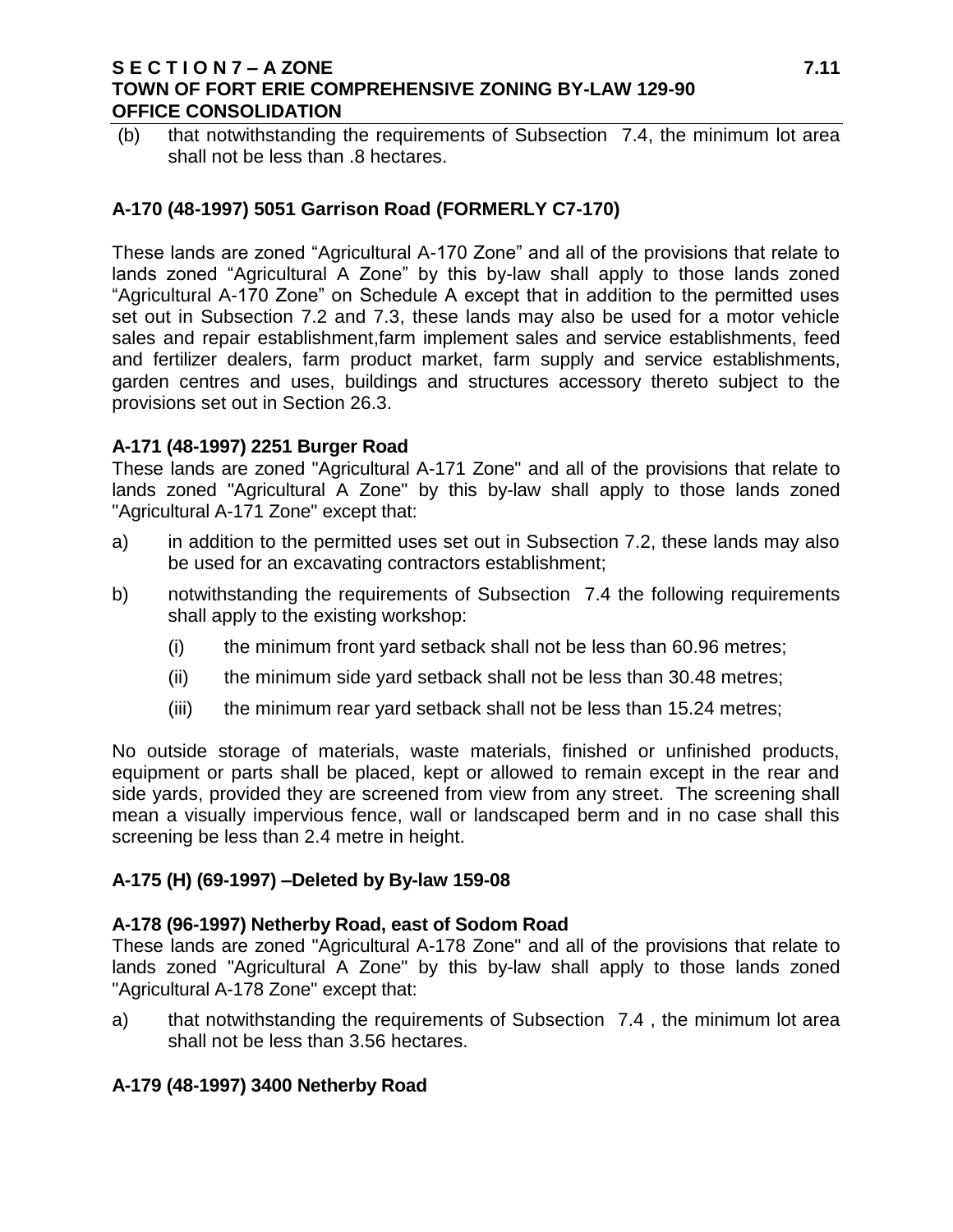(b) that notwithstanding the requirements of Subsection 7.4, the minimum lot area shall not be less than .8 hectares.

### A-170 (48-1997) 5051 Garrison Road (FORMERLY C7-170)

These lands are zoned “Agricultural A-170 Zone” and all of the provisions that relate to lands zoned “Agricultural A Zone” by this by-law shall apply to those lands zoned “Agricultural A-170 Zone” on Schedule A except that in addition to the permitted uses set out in Subsection 7.2 and 7.3, these lands may also be used for a motor vehicle sales and repair establishment,farm implement sales and service establishments, feed and fertilizer dealers, farm product market, farm supply and service establishments, garden centres and uses, buildings and structures accessory thereto subject to the provisions set out in Section 26.3.

### A-171 (48-1997) 2251 Burger Road

These lands are zoned "Agricultural A-171 Zone" and all of the provisions that relate to lands zoned "Agricultural A Zone" by this by-law shall apply to those lands zoned "Agricultural A-171 Zone" except that:

a) in addition to the permitted uses set out in Subsection 7.2, these lands may also be used for an excavating contractors establishment;

b) notwithstanding the requirements of Subsection 7.4 the following requirements shall apply to the existing workshop:

   (i) the minimum front yard setback shall not be less than 60.96 metres;

   (ii) the minimum side yard setback shall not be less than 30.48 metres;

   (iii) the minimum rear yard setback shall not be less than 15.24 metres;

No outside storage of materials, waste materials, finished or unfinished products, equipment or parts shall be placed, kept or allowed to remain except in the rear and side yards, provided they are screened from view from any street. The screening shall mean a visually impervious fence, wall or landscaped berm and in no case shall this screening be less than 2.4 metre in height.

### A-175 (H) (69-1997) –Deleted by By-law 159-08

### A-178 (96-1997) Netherby Road, east of Sodom Road

These lands are zoned "Agricultural A-178 Zone" and all of the provisions that relate to lands zoned "Agricultural A Zone" by this by-law shall apply to those lands zoned "Agricultural A-178 Zone" except that:

a) that notwithstanding the requirements of Subsection 7.4 , the minimum lot area shall not be less than 3.56 hectares.

### A-179 (48-1997) 3400 Netherby Road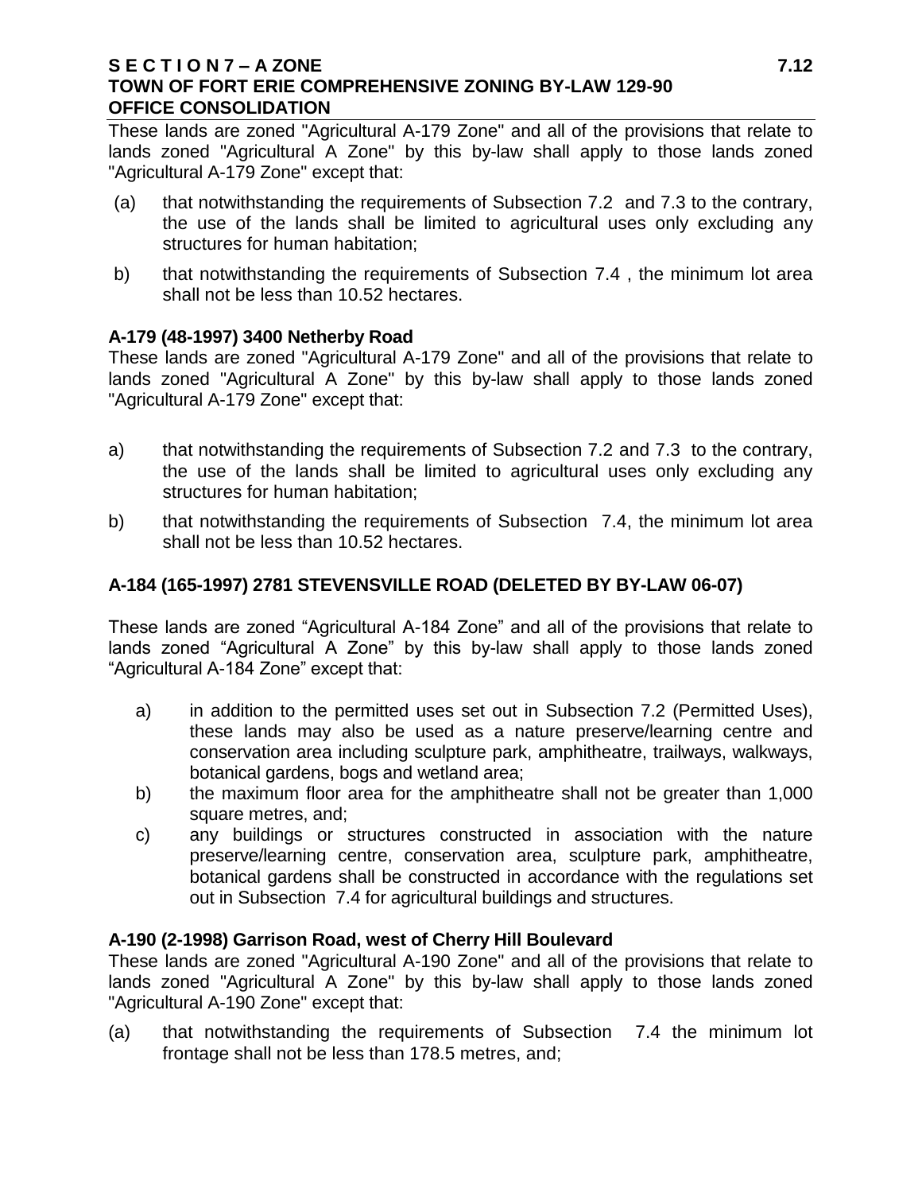These lands are zoned "Agricultural A-179 Zone" and all of the provisions that relate to lands zoned "Agricultural A Zone" by this by-law shall apply to those lands zoned "Agricultural A-179 Zone" except that:

(a) that notwithstanding the requirements of Subsection 7.2 and 7.3 to the contrary, the use of the lands shall be limited to agricultural uses only excluding any structures for human habitation;

b) that notwithstanding the requirements of Subsection 7.4 , the minimum lot area shall not be less than 10.52 hectares.

**A-179 (48-1997) 3400 Netherby Road**

These lands are zoned "Agricultural A-179 Zone" and all of the provisions that relate to lands zoned "Agricultural A Zone" by this by-law shall apply to those lands zoned "Agricultural A-179 Zone" except that:

a) that notwithstanding the requirements of Subsection 7.2 and 7.3 to the contrary, the use of the lands shall be limited to agricultural uses only excluding any structures for human habitation;

b) that notwithstanding the requirements of Subsection 7.4, the minimum lot area shall not be less than 10.52 hectares.

**A-184 (165-1997) 2781 STEVENSVILLE ROAD (DELETED BY BY-LAW 06-07)**

These lands are zoned “Agricultural A-184 Zone” and all of the provisions that relate to lands zoned “Agricultural A Zone” by this by-law shall apply to those lands zoned “Agricultural A-184 Zone” except that:

a) in addition to the permitted uses set out in Subsection 7.2 (Permitted Uses), these lands may also be used as a nature preserve/learning centre and conservation area including sculpture park, amphitheatre, trailways, walkways, botanical gardens, bogs and wetland area;

b) the maximum floor area for the amphitheatre shall not be greater than 1,000 square metres, and;

c) any buildings or structures constructed in association with the nature preserve/learning centre, conservation area, sculpture park, amphitheatre, botanical gardens shall be constructed in accordance with the regulations set out in Subsection 7.4 for agricultural buildings and structures.

**A-190 (2-1998) Garrison Road, west of Cherry Hill Boulevard**

These lands are zoned "Agricultural A-190 Zone" and all of the provisions that relate to lands zoned "Agricultural A Zone" by this by-law shall apply to those lands zoned "Agricultural A-190 Zone" except that:

(a) that notwithstanding the requirements of Subsection 7.4 the minimum lot frontage shall not be less than 178.5 metres, and;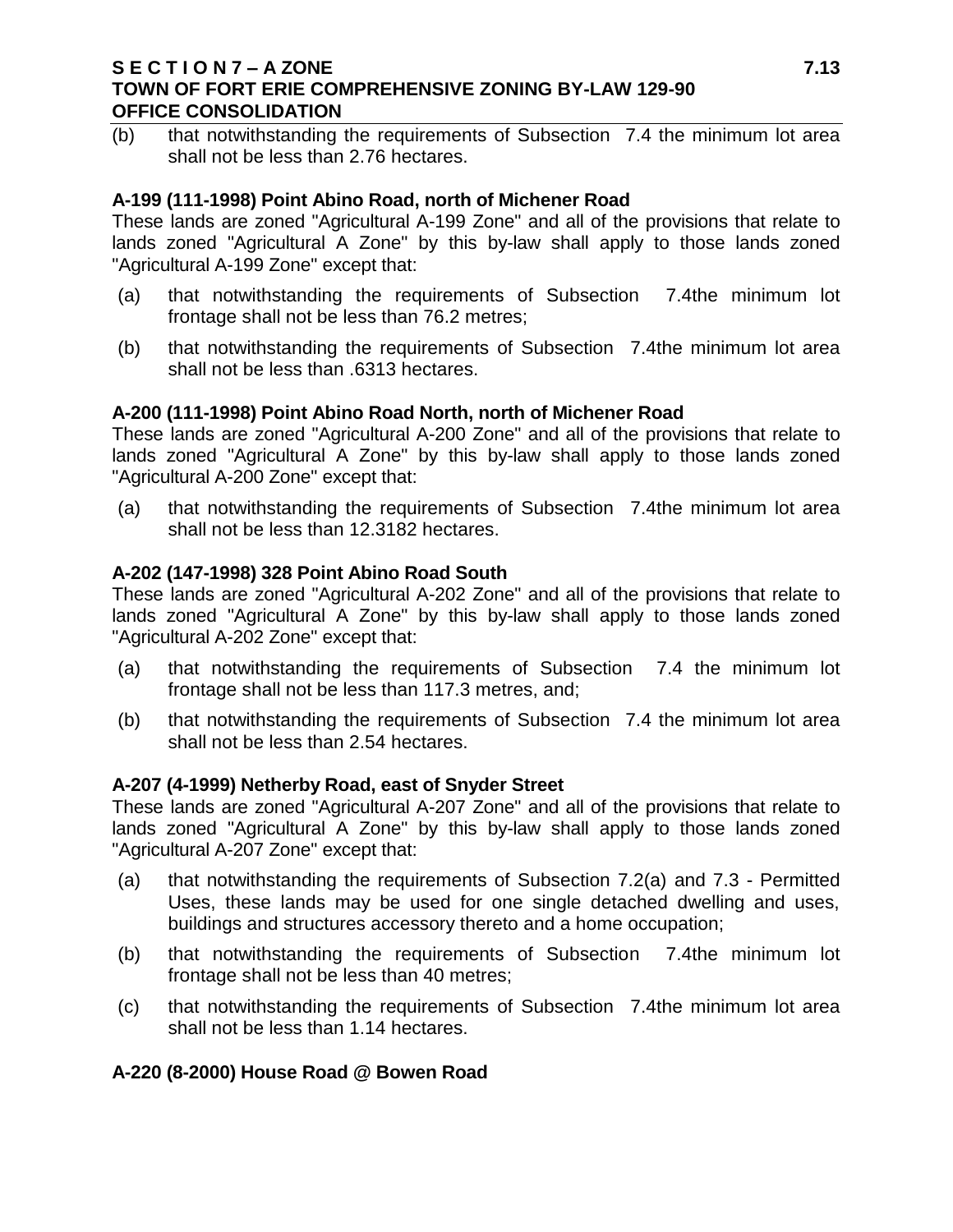(b) that notwithstanding the requirements of Subsection 7.4 the minimum lot area shall not be less than 2.76 hectares.

**A-199 (111-1998) Point Abino Road, north of Michener Road**

These lands are zoned "Agricultural A-199 Zone" and all of the provisions that relate to lands zoned "Agricultural A Zone" by this by-law shall apply to those lands zoned "Agricultural A-199 Zone" except that:

(a) that notwithstanding the requirements of Subsection 7.4the minimum lot frontage shall not be less than 76.2 metres;

(b) that notwithstanding the requirements of Subsection 7.4the minimum lot area shall not be less than .6313 hectares.

**A-200 (111-1998) Point Abino Road North, north of Michener Road**

These lands are zoned "Agricultural A-200 Zone" and all of the provisions that relate to lands zoned "Agricultural A Zone" by this by-law shall apply to those lands zoned "Agricultural A-200 Zone" except that:

(a) that notwithstanding the requirements of Subsection 7.4the minimum lot area shall not be less than 12.3182 hectares.

**A-202 (147-1998) 328 Point Abino Road South**

These lands are zoned "Agricultural A-202 Zone" and all of the provisions that relate to lands zoned "Agricultural A Zone" by this by-law shall apply to those lands zoned "Agricultural A-202 Zone" except that:

(a) that notwithstanding the requirements of Subsection 7.4 the minimum lot frontage shall not be less than 117.3 metres, and;

(b) that notwithstanding the requirements of Subsection 7.4 the minimum lot area shall not be less than 2.54 hectares.

**A-207 (4-1999) Netherby Road, east of Snyder Street**

These lands are zoned "Agricultural A-207 Zone" and all of the provisions that relate to lands zoned "Agricultural A Zone" by this by-law shall apply to those lands zoned "Agricultural A-207 Zone" except that:

(a) that notwithstanding the requirements of Subsection 7.2(a) and 7.3 - Permitted Uses, these lands may be used for one single detached dwelling and uses, buildings and structures accessory thereto and a home occupation;

(b) that notwithstanding the requirements of Subsection 7.4the minimum lot frontage shall not be less than 40 metres;

(c) that notwithstanding the requirements of Subsection 7.4the minimum lot area shall not be less than 1.14 hectares.

**A-220 (8-2000) House Road @ Bowen Road**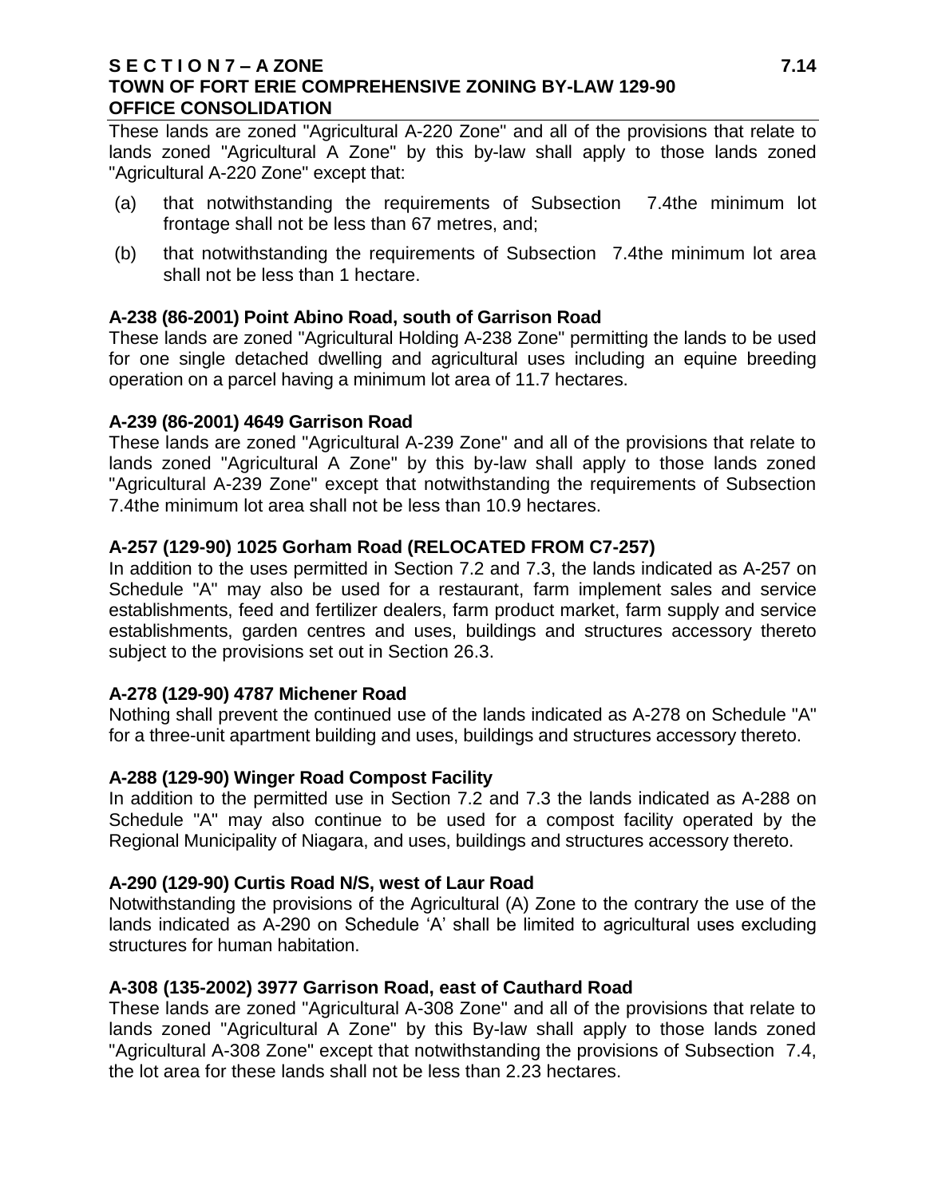These lands are zoned "Agricultural A-220 Zone" and all of the provisions that relate to lands zoned "Agricultural A Zone" by this by-law shall apply to those lands zoned "Agricultural A-220 Zone" except that:

(a) that notwithstanding the requirements of Subsection 7.4the minimum lot frontage shall not be less than 67 metres, and;

(b) that notwithstanding the requirements of Subsection 7.4the minimum lot area shall not be less than 1 hectare.

**A-238 (86-2001) Point Abino Road, south of Garrison Road**

These lands are zoned "Agricultural Holding A-238 Zone" permitting the lands to be used for one single detached dwelling and agricultural uses including an equine breeding operation on a parcel having a minimum lot area of 11.7 hectares.

**A-239 (86-2001) 4649 Garrison Road**

These lands are zoned "Agricultural A-239 Zone" and all of the provisions that relate to lands zoned "Agricultural A Zone" by this by-law shall apply to those lands zoned "Agricultural A-239 Zone" except that notwithstanding the requirements of Subsection 7.4the minimum lot area shall not be less than 10.9 hectares.

**A-257 (129-90) 1025 Gorham Road (RELOCATED FROM C7-257)**

In addition to the uses permitted in Section 7.2 and 7.3, the lands indicated as A-257 on Schedule "A" may also be used for a restaurant, farm implement sales and service establishments, feed and fertilizer dealers, farm product market, farm supply and service establishments, garden centres and uses, buildings and structures accessory thereto subject to the provisions set out in Section 26.3.

**A-278 (129-90) 4787 Michener Road**

Nothing shall prevent the continued use of the lands indicated as A-278 on Schedule "A" for a three-unit apartment building and uses, buildings and structures accessory thereto.

**A-288 (129-90) Winger Road Compost Facility**

In addition to the permitted use in Section 7.2 and 7.3 the lands indicated as A-288 on Schedule "A" may also continue to be used for a compost facility operated by the Regional Municipality of Niagara, and uses, buildings and structures accessory thereto.

**A-290 (129-90) Curtis Road N/S, west of Laur Road**

Notwithstanding the provisions of the Agricultural (A) Zone to the contrary the use of the lands indicated as A-290 on Schedule 'A' shall be limited to agricultural uses excluding structures for human habitation.

**A-308 (135-2002) 3977 Garrison Road, east of Cauthard Road**

These lands are zoned "Agricultural A-308 Zone" and all of the provisions that relate to lands zoned "Agricultural A Zone" by this By-law shall apply to those lands zoned "Agricultural A-308 Zone" except that notwithstanding the provisions of Subsection 7.4, the lot area for these lands shall not be less than 2.23 hectares.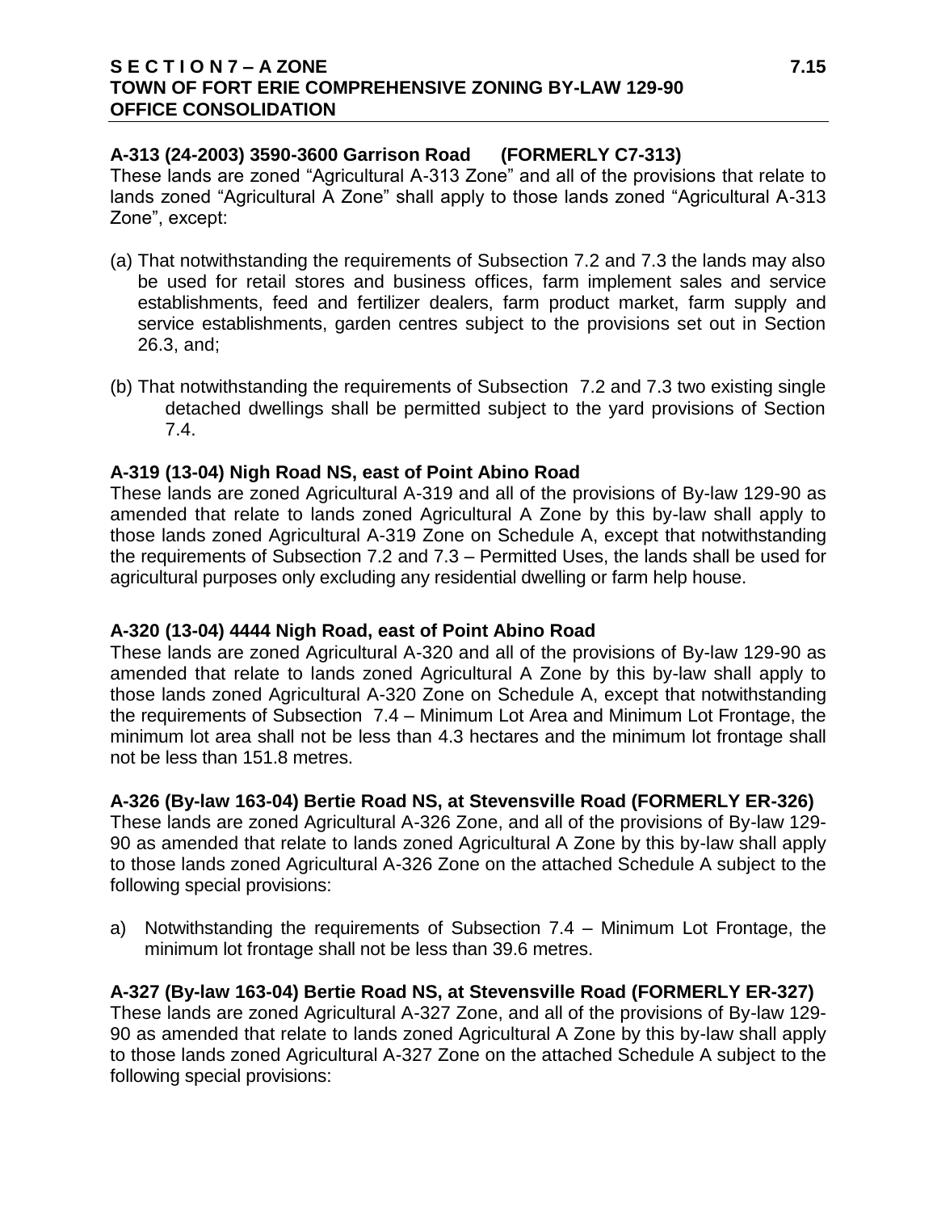**A-313 (24-2003) 3590-3600 Garrison Road (FORMERLY C7-313)**

These lands are zoned "Agricultural A-313 Zone" and all of the provisions that relate to lands zoned "Agricultural A Zone" shall apply to those lands zoned "Agricultural A-313 Zone", except:

(a) That notwithstanding the requirements of Subsection 7.2 and 7.3 the lands may also be used for retail stores and business offices, farm implement sales and service establishments, feed and fertilizer dealers, farm product market, farm supply and service establishments, garden centres subject to the provisions set out in Section 26.3, and;

(b) That notwithstanding the requirements of Subsection 7.2 and 7.3 two existing single detached dwellings shall be permitted subject to the yard provisions of Section 7.4.

**A-319 (13-04) Nigh Road NS, east of Point Abino Road**

These lands are zoned Agricultural A-319 and all of the provisions of By-law 129-90 as amended that relate to lands zoned Agricultural A Zone by this by-law shall apply to those lands zoned Agricultural A-319 Zone on Schedule A, except that notwithstanding the requirements of Subsection 7.2 and 7.3 – Permitted Uses, the lands shall be used for agricultural purposes only excluding any residential dwelling or farm help house.

**A-320 (13-04) 4444 Nigh Road, east of Point Abino Road**

These lands are zoned Agricultural A-320 and all of the provisions of By-law 129-90 as amended that relate to lands zoned Agricultural A Zone by this by-law shall apply to those lands zoned Agricultural A-320 Zone on Schedule A, except that notwithstanding the requirements of Subsection 7.4 – Minimum Lot Area and Minimum Lot Frontage, the minimum lot area shall not be less than 4.3 hectares and the minimum lot frontage shall not be less than 151.8 metres.

**A-326 (By-law 163-04) Bertie Road NS, at Stevensville Road (FORMERLY ER-326)**

These lands are zoned Agricultural A-326 Zone, and all of the provisions of By-law 129-90 as amended that relate to lands zoned Agricultural A Zone by this by-law shall apply to those lands zoned Agricultural A-326 Zone on the attached Schedule A subject to the following special provisions:

a) Notwithstanding the requirements of Subsection 7.4 – Minimum Lot Frontage, the minimum lot frontage shall not be less than 39.6 metres.

**A-327 (By-law 163-04) Bertie Road NS, at Stevensville Road (FORMERLY ER-327)**

These lands are zoned Agricultural A-327 Zone, and all of the provisions of By-law 129-90 as amended that relate to lands zoned Agricultural A Zone by this by-law shall apply to those lands zoned Agricultural A-327 Zone on the attached Schedule A subject to the following special provisions: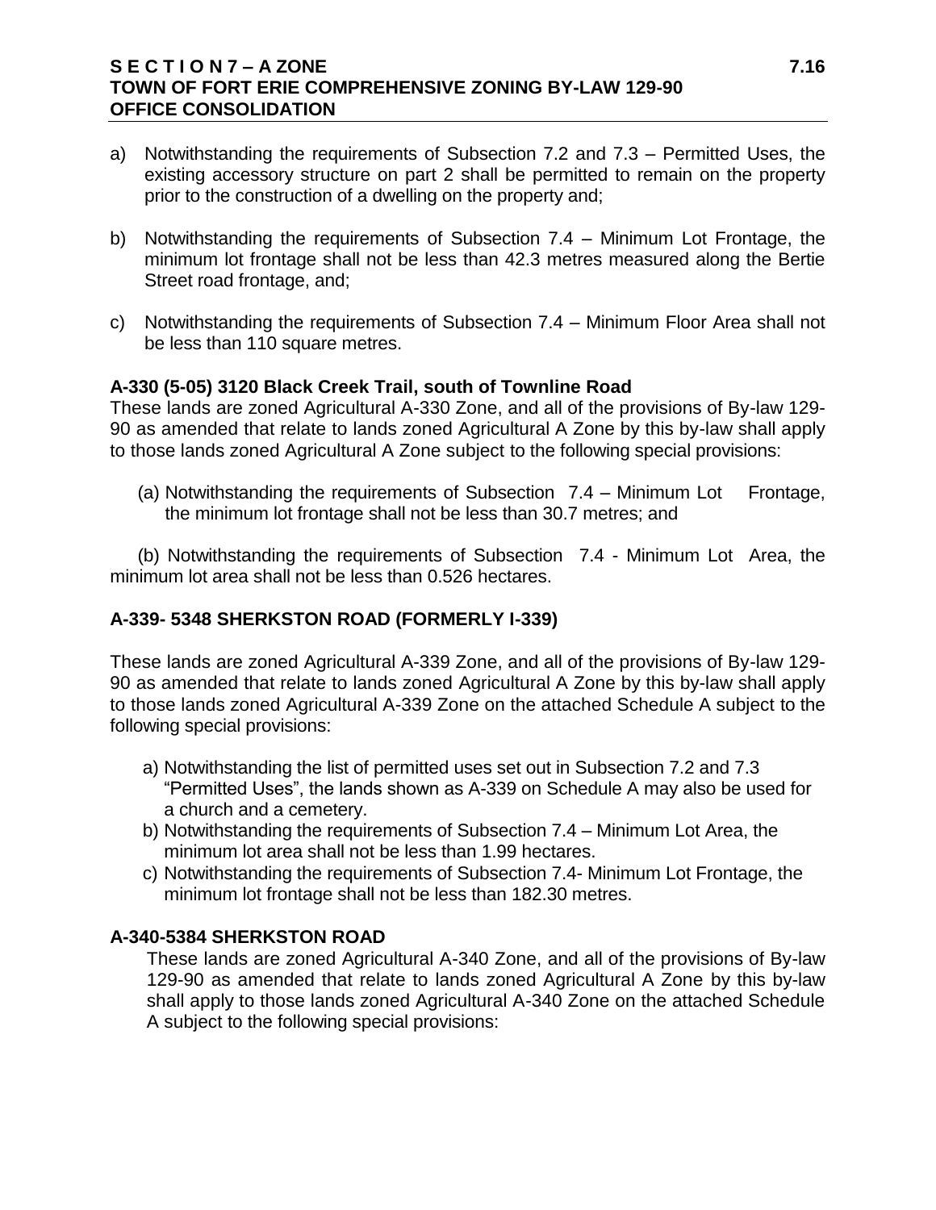a) Notwithstanding the requirements of Subsection 7.2 and 7.3 – Permitted Uses, the existing accessory structure on part 2 shall be permitted to remain on the property prior to the construction of a dwelling on the property and;

b) Notwithstanding the requirements of Subsection 7.4 – Minimum Lot Frontage, the minimum lot frontage shall not be less than 42.3 metres measured along the Bertie Street road frontage, and;

c) Notwithstanding the requirements of Subsection 7.4 – Minimum Floor Area shall not be less than 110 square metres.

**A-330 (5-05) 3120 Black Creek Trail, south of Townline Road**

These lands are zoned Agricultural A-330 Zone, and all of the provisions of By-law 129-90 as amended that relate to lands zoned Agricultural A Zone by this by-law shall apply to those lands zoned Agricultural A Zone subject to the following special provisions:

(a) Notwithstanding the requirements of Subsection 7.4 – Minimum Lot Frontage, the minimum lot frontage shall not be less than 30.7 metres; and

(b) Notwithstanding the requirements of Subsection 7.4 - Minimum Lot Area, the minimum lot area shall not be less than 0.526 hectares.

**A-339- 5348 SHERKSTON ROAD (FORMERLY I-339)**

These lands are zoned Agricultural A-339 Zone, and all of the provisions of By-law 129-90 as amended that relate to lands zoned Agricultural A Zone by this by-law shall apply to those lands zoned Agricultural A-339 Zone on the attached Schedule A subject to the following special provisions:

a) Notwithstanding the list of permitted uses set out in Subsection 7.2 and 7.3 "Permitted Uses", the lands shown as A-339 on Schedule A may also be used for a church and a cemetery.
b) Notwithstanding the requirements of Subsection 7.4 – Minimum Lot Area, the minimum lot area shall not be less than 1.99 hectares.
c) Notwithstanding the requirements of Subsection 7.4- Minimum Lot Frontage, the minimum lot frontage shall not be less than 182.30 metres.

**A-340-5384 SHERKSTON ROAD**

These lands are zoned Agricultural A-340 Zone, and all of the provisions of By-law 129-90 as amended that relate to lands zoned Agricultural A Zone by this by-law shall apply to those lands zoned Agricultural A-340 Zone on the attached Schedule A subject to the following special provisions: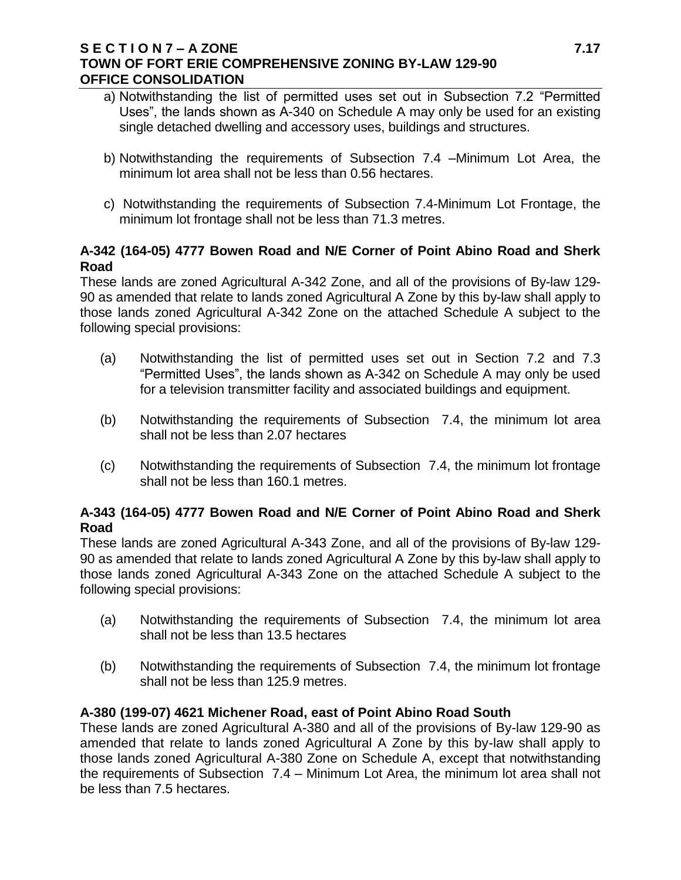a) Notwithstanding the list of permitted uses set out in Subsection 7.2 "Permitted Uses", the lands shown as A-340 on Schedule A may only be used for an existing single detached dwelling and accessory uses, buildings and structures.

b) Notwithstanding the requirements of Subsection 7.4 –Minimum Lot Area, the minimum lot area shall not be less than 0.56 hectares.

c) Notwithstanding the requirements of Subsection 7.4-Minimum Lot Frontage, the minimum lot frontage shall not be less than 71.3 metres.

**A-342 (164-05) 4777 Bowen Road and N/E Corner of Point Abino Road and Sherk Road**

These lands are zoned Agricultural A-342 Zone, and all of the provisions of By-law 129-90 as amended that relate to lands zoned Agricultural A Zone by this by-law shall apply to those lands zoned Agricultural A-342 Zone on the attached Schedule A subject to the following special provisions:

(a) Notwithstanding the list of permitted uses set out in Section 7.2 and 7.3 "Permitted Uses", the lands shown as A-342 on Schedule A may only be used for a television transmitter facility and associated buildings and equipment.

(b) Notwithstanding the requirements of Subsection 7.4, the minimum lot area shall not be less than 2.07 hectares

(c) Notwithstanding the requirements of Subsection 7.4, the minimum lot frontage shall not be less than 160.1 metres.

**A-343 (164-05) 4777 Bowen Road and N/E Corner of Point Abino Road and Sherk Road**

These lands are zoned Agricultural A-343 Zone, and all of the provisions of By-law 129-90 as amended that relate to lands zoned Agricultural A Zone by this by-law shall apply to those lands zoned Agricultural A-343 Zone on the attached Schedule A subject to the following special provisions:

(a) Notwithstanding the requirements of Subsection 7.4, the minimum lot area shall not be less than 13.5 hectares

(b) Notwithstanding the requirements of Subsection 7.4, the minimum lot frontage shall not be less than 125.9 metres.

**A-380 (199-07) 4621 Michener Road, east of Point Abino Road South**

These lands are zoned Agricultural A-380 and all of the provisions of By-law 129-90 as amended that relate to lands zoned Agricultural A Zone by this by-law shall apply to those lands zoned Agricultural A-380 Zone on Schedule A, except that notwithstanding the requirements of Subsection 7.4 – Minimum Lot Area, the minimum lot area shall not be less than 7.5 hectares.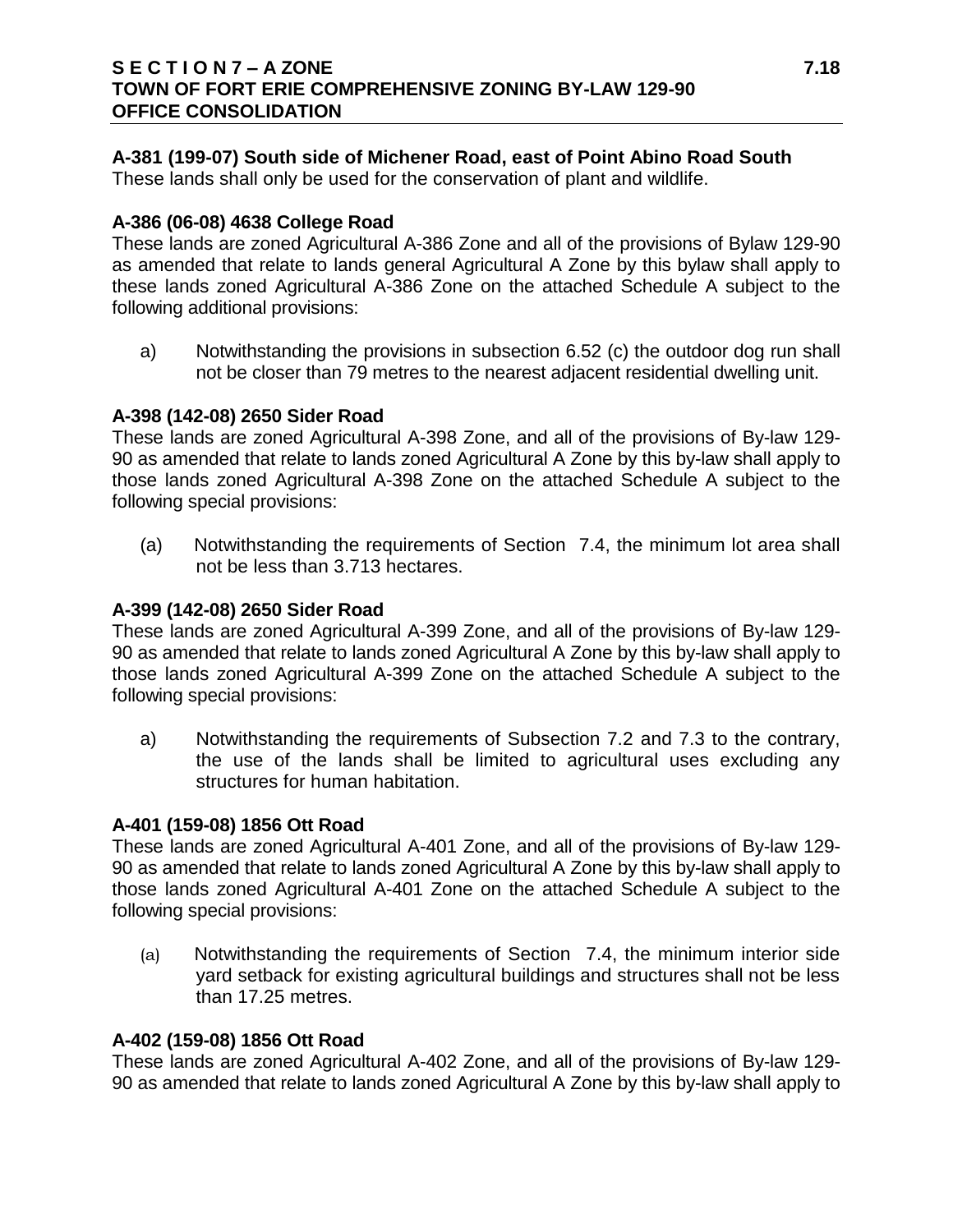**A-381 (199-07) South side of Michener Road, east of Point Abino Road South**
These lands shall only be used for the conservation of plant and wildlife.

**A-386 (06-08) 4638 College Road**
These lands are zoned Agricultural A-386 Zone and all of the provisions of Bylaw 129-90 as amended that relate to lands general Agricultural A Zone by this bylaw shall apply to these lands zoned Agricultural A-386 Zone on the attached Schedule A subject to the following additional provisions:

a) Notwithstanding the provisions in subsection 6.52 (c) the outdoor dog run shall not be closer than 79 metres to the nearest adjacent residential dwelling unit.

**A-398 (142-08) 2650 Sider Road**
These lands are zoned Agricultural A-398 Zone, and all of the provisions of By-law 129-90 as amended that relate to lands zoned Agricultural A Zone by this by-law shall apply to those lands zoned Agricultural A-398 Zone on the attached Schedule A subject to the following special provisions:

(a) Notwithstanding the requirements of Section 7.4, the minimum lot area shall not be less than 3.713 hectares.

**A-399 (142-08) 2650 Sider Road**
These lands are zoned Agricultural A-399 Zone, and all of the provisions of By-law 129-90 as amended that relate to lands zoned Agricultural A Zone by this by-law shall apply to those lands zoned Agricultural A-399 Zone on the attached Schedule A subject to the following special provisions:

a) Notwithstanding the requirements of Subsection 7.2 and 7.3 to the contrary, the use of the lands shall be limited to agricultural uses excluding any structures for human habitation.

**A-401 (159-08) 1856 Ott Road**
These lands are zoned Agricultural A-401 Zone, and all of the provisions of By-law 129-90 as amended that relate to lands zoned Agricultural A Zone by this by-law shall apply to those lands zoned Agricultural A-401 Zone on the attached Schedule A subject to the following special provisions:

(a) Notwithstanding the requirements of Section 7.4, the minimum interior side yard setback for existing agricultural buildings and structures shall not be less than 17.25 metres.

**A-402 (159-08) 1856 Ott Road**
These lands are zoned Agricultural A-402 Zone, and all of the provisions of By-law 129-90 as amended that relate to lands zoned Agricultural A Zone by this by-law shall apply to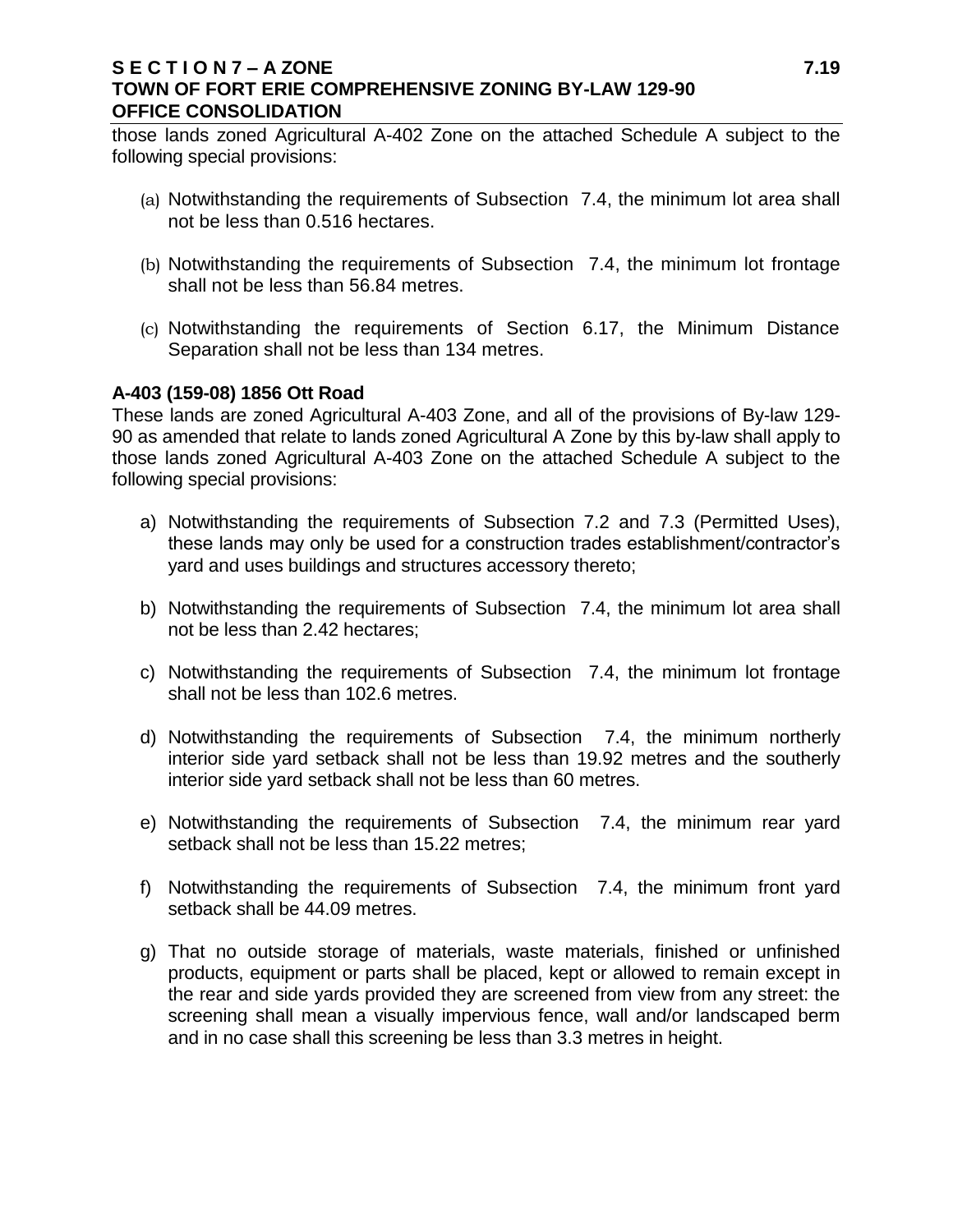those lands zoned Agricultural A-402 Zone on the attached Schedule A subject to the following special provisions:

(a) Notwithstanding the requirements of Subsection 7.4, the minimum lot area shall not be less than 0.516 hectares.

(b) Notwithstanding the requirements of Subsection 7.4, the minimum lot frontage shall not be less than 56.84 metres.

(c) Notwithstanding the requirements of Section 6.17, the Minimum Distance Separation shall not be less than 134 metres.

**A-403 (159-08) 1856 Ott Road**

These lands are zoned Agricultural A-403 Zone, and all of the provisions of By-law 129-90 as amended that relate to lands zoned Agricultural A Zone by this by-law shall apply to those lands zoned Agricultural A-403 Zone on the attached Schedule A subject to the following special provisions:

a) Notwithstanding the requirements of Subsection 7.2 and 7.3 (Permitted Uses), these lands may only be used for a construction trades establishment/contractor's yard and uses buildings and structures accessory thereto;

b) Notwithstanding the requirements of Subsection 7.4, the minimum lot area shall not be less than 2.42 hectares;

c) Notwithstanding the requirements of Subsection 7.4, the minimum lot frontage shall not be less than 102.6 metres.

d) Notwithstanding the requirements of Subsection 7.4, the minimum northerly interior side yard setback shall not be less than 19.92 metres and the southerly interior side yard setback shall not be less than 60 metres.

e) Notwithstanding the requirements of Subsection 7.4, the minimum rear yard setback shall not be less than 15.22 metres;

f) Notwithstanding the requirements of Subsection 7.4, the minimum front yard setback shall be 44.09 metres.

g) That no outside storage of materials, waste materials, finished or unfinished products, equipment or parts shall be placed, kept or allowed to remain except in the rear and side yards provided they are screened from view from any street: the screening shall mean a visually impervious fence, wall and/or landscaped berm and in no case shall this screening be less than 3.3 metres in height.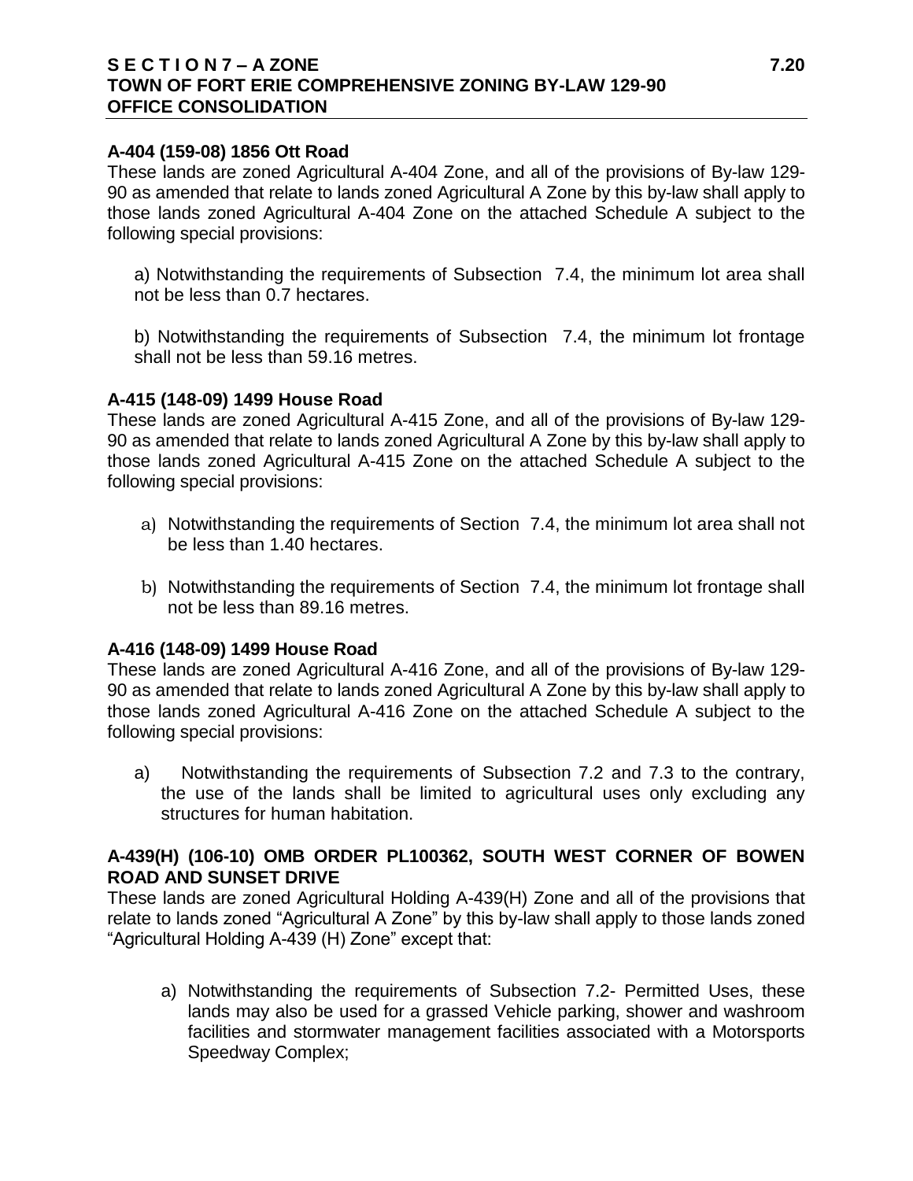**A-404 (159-08) 1856 Ott Road**

These lands are zoned Agricultural A-404 Zone, and all of the provisions of By-law 129-90 as amended that relate to lands zoned Agricultural A Zone by this by-law shall apply to those lands zoned Agricultural A-404 Zone on the attached Schedule A subject to the following special provisions:

a) Notwithstanding the requirements of Subsection 7.4, the minimum lot area shall not be less than 0.7 hectares.

b) Notwithstanding the requirements of Subsection 7.4, the minimum lot frontage shall not be less than 59.16 metres.

**A-415 (148-09) 1499 House Road**

These lands are zoned Agricultural A-415 Zone, and all of the provisions of By-law 129-90 as amended that relate to lands zoned Agricultural A Zone by this by-law shall apply to those lands zoned Agricultural A-415 Zone on the attached Schedule A subject to the following special provisions:

a) Notwithstanding the requirements of Section 7.4, the minimum lot area shall not be less than 1.40 hectares.

b) Notwithstanding the requirements of Section 7.4, the minimum lot frontage shall not be less than 89.16 metres.

**A-416 (148-09) 1499 House Road**

These lands are zoned Agricultural A-416 Zone, and all of the provisions of By-law 129-90 as amended that relate to lands zoned Agricultural A Zone by this by-law shall apply to those lands zoned Agricultural A-416 Zone on the attached Schedule A subject to the following special provisions:

a) Notwithstanding the requirements of Subsection 7.2 and 7.3 to the contrary, the use of the lands shall be limited to agricultural uses only excluding any structures for human habitation.

**A-439(H) (106-10) OMB ORDER PL100362, SOUTH WEST CORNER OF BOWEN ROAD AND SUNSET DRIVE**

These lands are zoned Agricultural Holding A-439(H) Zone and all of the provisions that relate to lands zoned "Agricultural A Zone" by this by-law shall apply to those lands zoned "Agricultural Holding A-439 (H) Zone" except that:

a) Notwithstanding the requirements of Subsection 7.2- Permitted Uses, these lands may also be used for a grassed Vehicle parking, shower and washroom facilities and stormwater management facilities associated with a Motorsports Speedway Complex;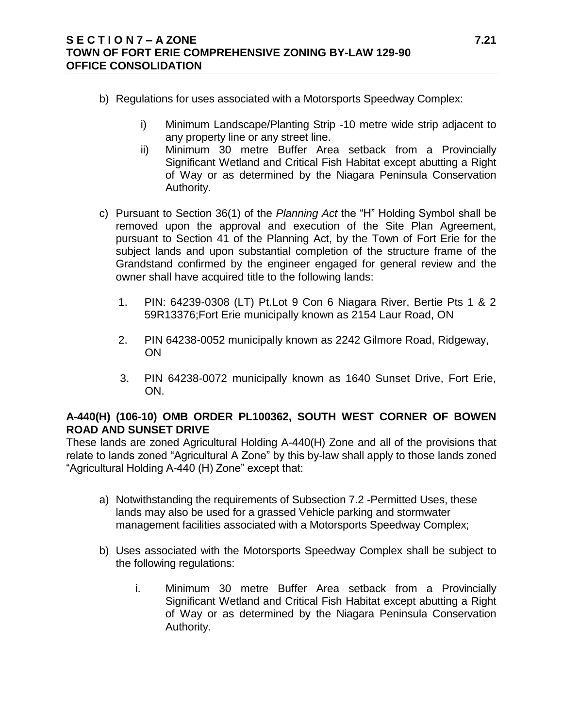b) Regulations for uses associated with a Motorsports Speedway Complex:

   i) Minimum Landscape/Planting Strip -10 metre wide strip adjacent to any property line or any street line.

   ii) Minimum 30 metre Buffer Area setback from a Provincially Significant Wetland and Critical Fish Habitat except abutting a Right of Way or as determined by the Niagara Peninsula Conservation Authority.

c) Pursuant to Section 36(1) of the *Planning Act* the "H" Holding Symbol shall be removed upon the approval and execution of the Site Plan Agreement, pursuant to Section 41 of the Planning Act, by the Town of Fort Erie for the subject lands and upon substantial completion of the structure frame of the Grandstand confirmed by the engineer engaged for general review and the owner shall have acquired title to the following lands:

   1. PIN: 64239-0308 (LT) Pt.Lot 9 Con 6 Niagara River, Bertie Pts 1 & 2 59R13376;Fort Erie municipally known as 2154 Laur Road, ON

   2. PIN 64238-0052 municipally known as 2242 Gilmore Road, Ridgeway, ON

   3. PIN 64238-0072 municipally known as 1640 Sunset Drive, Fort Erie, ON.

**A-440(H) (106-10) OMB ORDER PL100362, SOUTH WEST CORNER OF BOWEN ROAD AND SUNSET DRIVE**

These lands are zoned Agricultural Holding A-440(H) Zone and all of the provisions that relate to lands zoned "Agricultural A Zone" by this by-law shall apply to those lands zoned "Agricultural Holding A-440 (H) Zone" except that:

a) Notwithstanding the requirements of Subsection 7.2 -Permitted Uses, these lands may also be used for a grassed Vehicle parking and stormwater management facilities associated with a Motorsports Speedway Complex;

b) Uses associated with the Motorsports Speedway Complex shall be subject to the following regulations:

   i. Minimum 30 metre Buffer Area setback from a Provincially Significant Wetland and Critical Fish Habitat except abutting a Right of Way or as determined by the Niagara Peninsula Conservation Authority.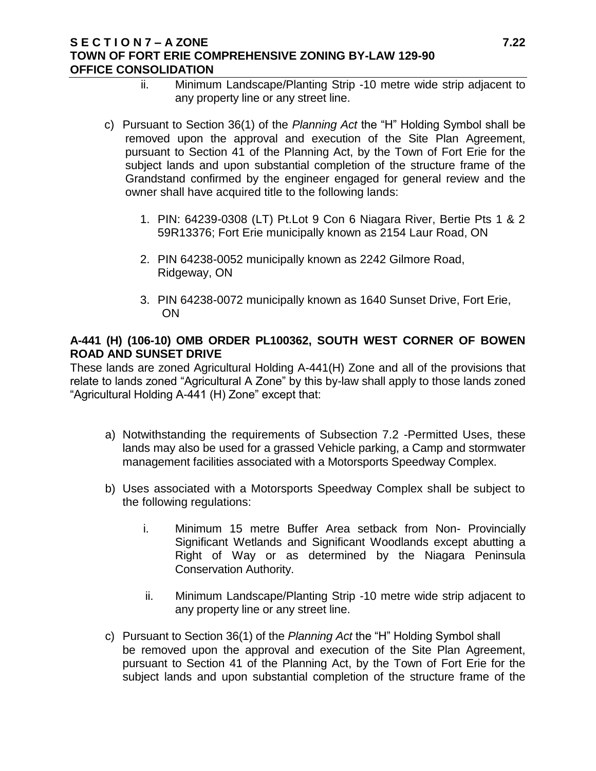ii. Minimum Landscape/Planting Strip -10 metre wide strip adjacent to any property line or any street line.

c) Pursuant to Section 36(1) of the *Planning Act* the "H" Holding Symbol shall be removed upon the approval and execution of the Site Plan Agreement, pursuant to Section 41 of the Planning Act, by the Town of Fort Erie for the subject lands and upon substantial completion of the structure frame of the Grandstand confirmed by the engineer engaged for general review and the owner shall have acquired title to the following lands:

1. PIN: 64239-0308 (LT) Pt.Lot 9 Con 6 Niagara River, Bertie Pts 1 & 2 59R13376; Fort Erie municipally known as 2154 Laur Road, ON

2. PIN 64238-0052 municipally known as 2242 Gilmore Road, Ridgeway, ON

3. PIN 64238-0072 municipally known as 1640 Sunset Drive, Fort Erie, ON

**A-441 (H) (106-10) OMB ORDER PL100362, SOUTH WEST CORNER OF BOWEN ROAD AND SUNSET DRIVE**

These lands are zoned Agricultural Holding A-441(H) Zone and all of the provisions that relate to lands zoned "Agricultural A Zone" by this by-law shall apply to those lands zoned "Agricultural Holding A-441 (H) Zone" except that:

a) Notwithstanding the requirements of Subsection 7.2 -Permitted Uses, these lands may also be used for a grassed Vehicle parking, a Camp and stormwater management facilities associated with a Motorsports Speedway Complex.

b) Uses associated with a Motorsports Speedway Complex shall be subject to the following regulations:

   i. Minimum 15 metre Buffer Area setback from Non- Provincially Significant Wetlands and Significant Woodlands except abutting a Right of Way or as determined by the Niagara Peninsula Conservation Authority.

   ii. Minimum Landscape/Planting Strip -10 metre wide strip adjacent to any property line or any street line.

c) Pursuant to Section 36(1) of the *Planning Act* the "H" Holding Symbol shall be removed upon the approval and execution of the Site Plan Agreement, pursuant to Section 41 of the Planning Act, by the Town of Fort Erie for the subject lands and upon substantial completion of the structure frame of the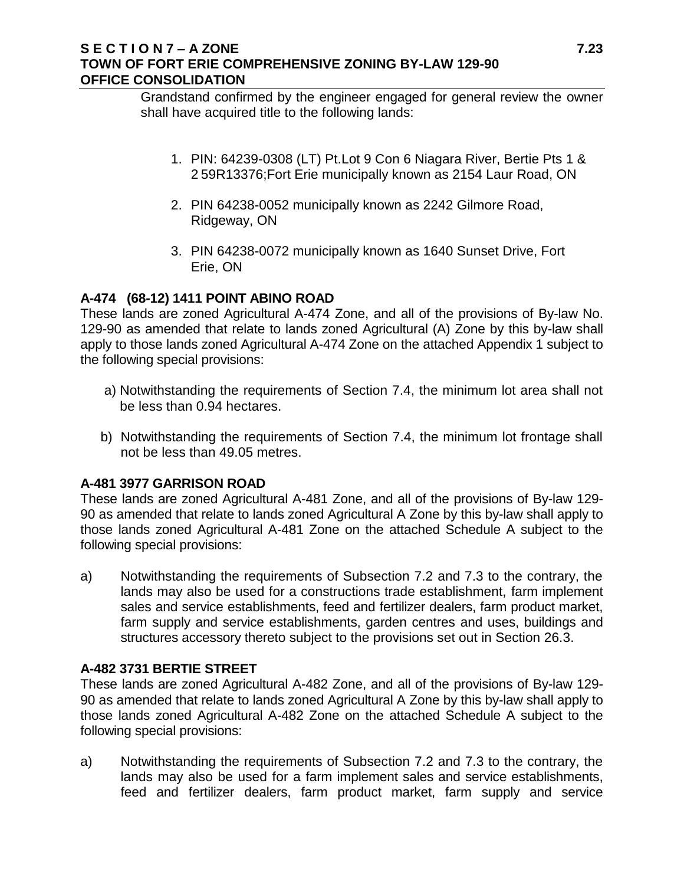Grandstand confirmed by the engineer engaged for general review the owner shall have acquired title to the following lands:

1. PIN: 64239-0308 (LT) Pt.Lot 9 Con 6 Niagara River, Bertie Pts 1 & 2 59R13376;Fort Erie municipally known as 2154 Laur Road, ON
2. PIN 64238-0052 municipally known as 2242 Gilmore Road, Ridgeway, ON
3. PIN 64238-0072 municipally known as 1640 Sunset Drive, Fort Erie, ON

**A-474 (68-12) 1411 POINT ABINO ROAD**

These lands are zoned Agricultural A-474 Zone, and all of the provisions of By-law No. 129-90 as amended that relate to lands zoned Agricultural (A) Zone by this by-law shall apply to those lands zoned Agricultural A-474 Zone on the attached Appendix 1 subject to the following special provisions:

a) Notwithstanding the requirements of Section 7.4, the minimum lot area shall not be less than 0.94 hectares.

b) Notwithstanding the requirements of Section 7.4, the minimum lot frontage shall not be less than 49.05 metres.

**A-481 3977 GARRISON ROAD**

These lands are zoned Agricultural A-481 Zone, and all of the provisions of By-law 129-90 as amended that relate to lands zoned Agricultural A Zone by this by-law shall apply to those lands zoned Agricultural A-481 Zone on the attached Schedule A subject to the following special provisions:

a) Notwithstanding the requirements of Subsection 7.2 and 7.3 to the contrary, the lands may also be used for a constructions trade establishment, farm implement sales and service establishments, feed and fertilizer dealers, farm product market, farm supply and service establishments, garden centres and uses, buildings and structures accessory thereto subject to the provisions set out in Section 26.3.

**A-482 3731 BERTIE STREET**

These lands are zoned Agricultural A-482 Zone, and all of the provisions of By-law 129-90 as amended that relate to lands zoned Agricultural A Zone by this by-law shall apply to those lands zoned Agricultural A-482 Zone on the attached Schedule A subject to the following special provisions:

a) Notwithstanding the requirements of Subsection 7.2 and 7.3 to the contrary, the lands may also be used for a farm implement sales and service establishments, feed and fertilizer dealers, farm product market, farm supply and service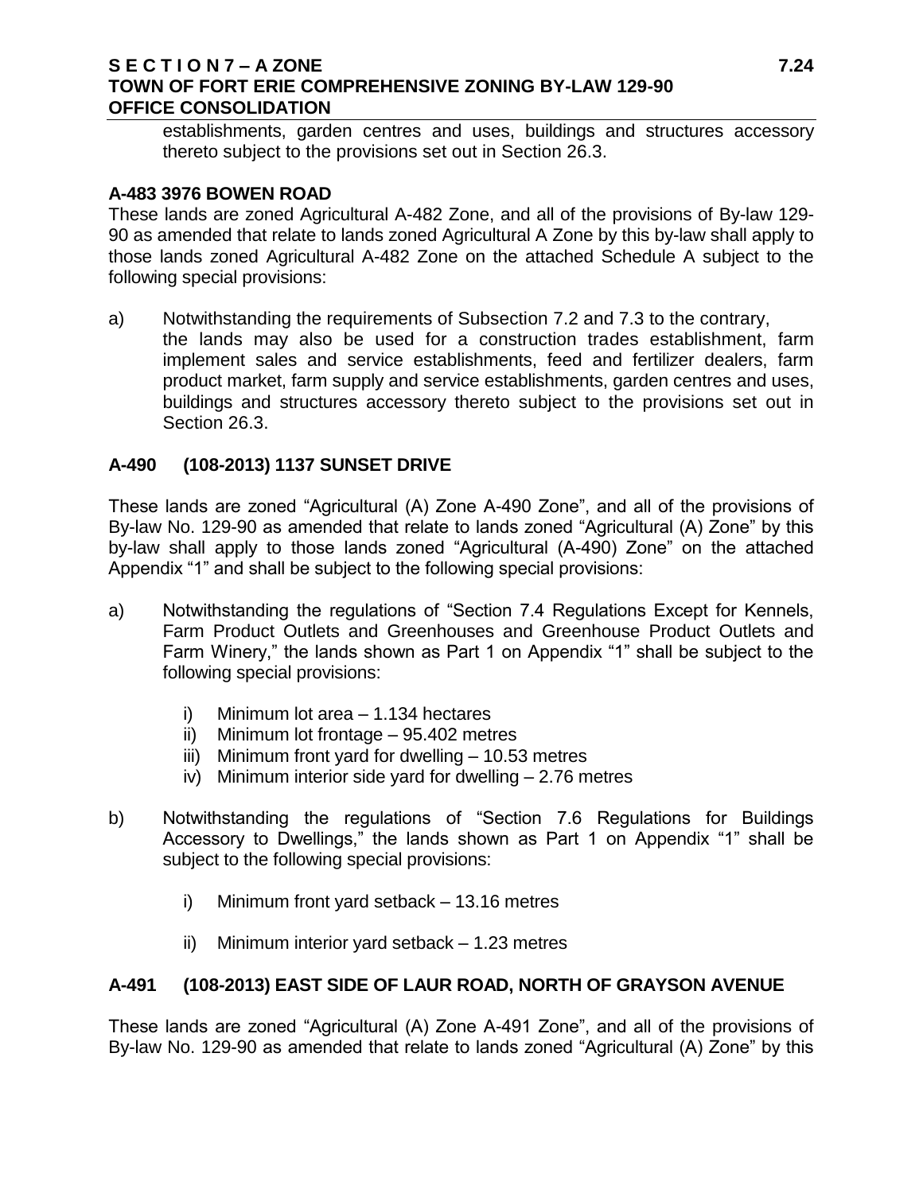establishments, garden centres and uses, buildings and structures accessory thereto subject to the provisions set out in Section 26.3.

**A-483 3976 BOWEN ROAD**

These lands are zoned Agricultural A-482 Zone, and all of the provisions of By-law 129-90 as amended that relate to lands zoned Agricultural A Zone by this by-law shall apply to those lands zoned Agricultural A-482 Zone on the attached Schedule A subject to the following special provisions:

a) Notwithstanding the requirements of Subsection 7.2 and 7.3 to the contrary, the lands may also be used for a construction trades establishment, farm implement sales and service establishments, feed and fertilizer dealers, farm product market, farm supply and service establishments, garden centres and uses, buildings and structures accessory thereto subject to the provisions set out in Section 26.3.

**A-490 (108-2013) 1137 SUNSET DRIVE**

These lands are zoned "Agricultural (A) Zone A-490 Zone", and all of the provisions of By-law No. 129-90 as amended that relate to lands zoned "Agricultural (A) Zone" by this by-law shall apply to those lands zoned "Agricultural (A-490) Zone" on the attached Appendix "1" and shall be subject to the following special provisions:

a) Notwithstanding the regulations of "Section 7.4 Regulations Except for Kennels, Farm Product Outlets and Greenhouses and Greenhouse Product Outlets and Farm Winery," the lands shown as Part 1 on Appendix "1" shall be subject to the following special provisions:

   i) Minimum lot area – 1.134 hectares
   ii) Minimum lot frontage – 95.402 metres
   iii) Minimum front yard for dwelling – 10.53 metres
   iv) Minimum interior side yard for dwelling – 2.76 metres

b) Notwithstanding the regulations of "Section 7.6 Regulations for Buildings Accessory to Dwellings," the lands shown as Part 1 on Appendix "1" shall be subject to the following special provisions:

   i) Minimum front yard setback – 13.16 metres

   ii) Minimum interior yard setback – 1.23 metres

**A-491 (108-2013) EAST SIDE OF LAUR ROAD, NORTH OF GRAYSON AVENUE**

These lands are zoned "Agricultural (A) Zone A-491 Zone", and all of the provisions of By-law No. 129-90 as amended that relate to lands zoned "Agricultural (A) Zone" by this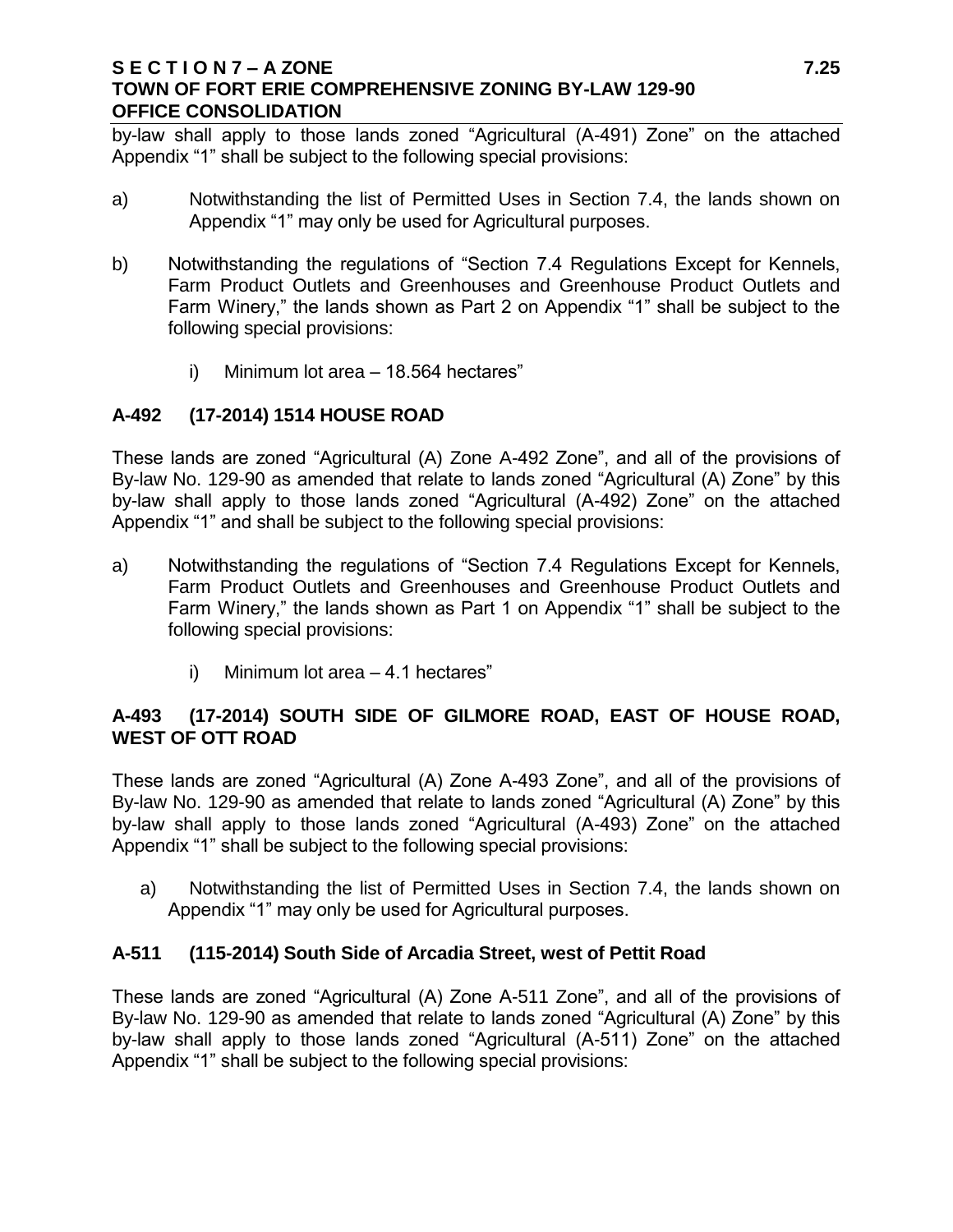by-law shall apply to those lands zoned “Agricultural (A-491) Zone” on the attached Appendix “1” shall be subject to the following special provisions:

a) Notwithstanding the list of Permitted Uses in Section 7.4, the lands shown on Appendix “1” may only be used for Agricultural purposes.

b) Notwithstanding the regulations of “Section 7.4 Regulations Except for Kennels, Farm Product Outlets and Greenhouses and Greenhouse Product Outlets and Farm Winery,” the lands shown as Part 2 on Appendix “1” shall be subject to the following special provisions:

    i) Minimum lot area – 18.564 hectares”

### A-492 (17-2014) 1514 HOUSE ROAD

These lands are zoned “Agricultural (A) Zone A-492 Zone”, and all of the provisions of By-law No. 129-90 as amended that relate to lands zoned “Agricultural (A) Zone” by this by-law shall apply to those lands zoned “Agricultural (A-492) Zone” on the attached Appendix “1” and shall be subject to the following special provisions:

a) Notwithstanding the regulations of “Section 7.4 Regulations Except for Kennels, Farm Product Outlets and Greenhouses and Greenhouse Product Outlets and Farm Winery,” the lands shown as Part 1 on Appendix “1” shall be subject to the following special provisions:

    i) Minimum lot area – 4.1 hectares”

### A-493 (17-2014) SOUTH SIDE OF GILMORE ROAD, EAST OF HOUSE ROAD, WEST OF OTT ROAD

These lands are zoned “Agricultural (A) Zone A-493 Zone”, and all of the provisions of By-law No. 129-90 as amended that relate to lands zoned “Agricultural (A) Zone” by this by-law shall apply to those lands zoned “Agricultural (A-493) Zone” on the attached Appendix “1” shall be subject to the following special provisions:

a) Notwithstanding the list of Permitted Uses in Section 7.4, the lands shown on Appendix “1” may only be used for Agricultural purposes.

### A-511 (115-2014) South Side of Arcadia Street, west of Pettit Road

These lands are zoned “Agricultural (A) Zone A-511 Zone”, and all of the provisions of By-law No. 129-90 as amended that relate to lands zoned “Agricultural (A) Zone” by this by-law shall apply to those lands zoned “Agricultural (A-511) Zone” on the attached Appendix “1” shall be subject to the following special provisions: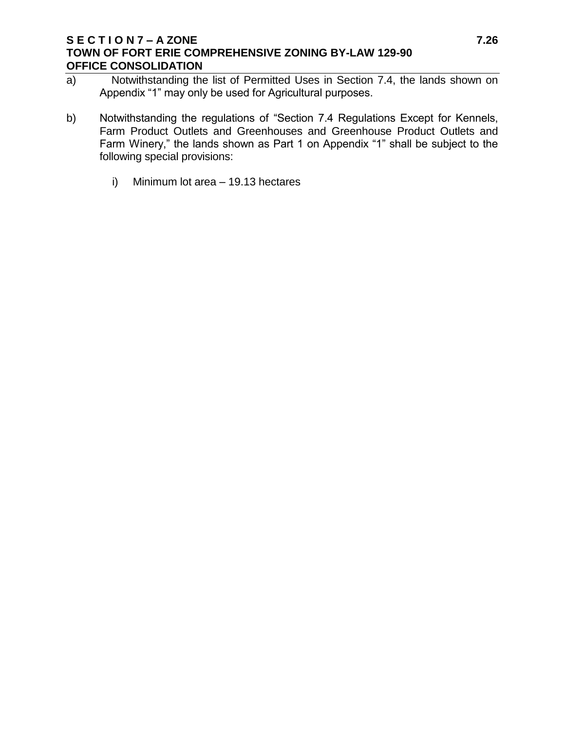a) Notwithstanding the list of Permitted Uses in Section 7.4, the lands shown on Appendix “1” may only be used for Agricultural purposes.

b) Notwithstanding the regulations of “Section 7.4 Regulations Except for Kennels, Farm Product Outlets and Greenhouses and Greenhouse Product Outlets and Farm Winery,” the lands shown as Part 1 on Appendix “1” shall be subject to the following special provisions:

   i) Minimum lot area – 19.13 hectares